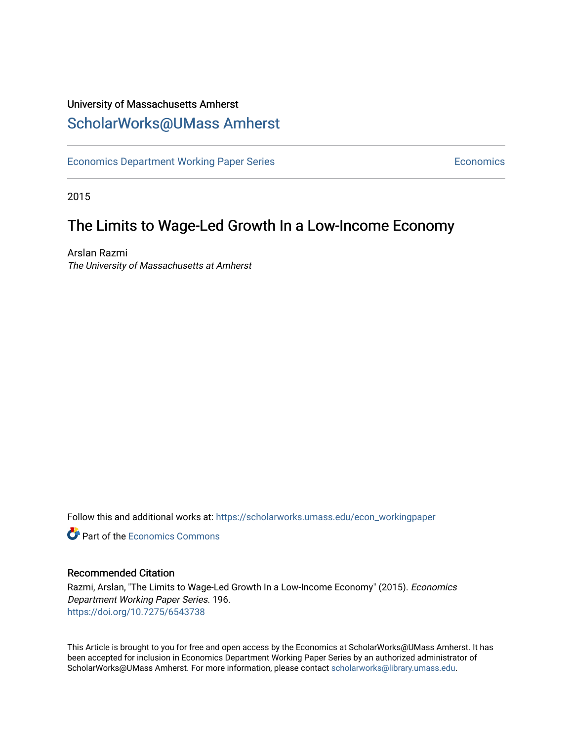University of Massachusetts Amherst

# ScholarWorks@UMass Amherst

Economics Department Working Paper Series | Economics

2015

## The Limits to Wage-Led Growth In a Low-Income Economy

Arslan Razmi
*The University of Massachusetts at Amherst*

Follow this and additional works at: https://scholarworks.umass.edu/econ_workingpaper

Part of the Economics Commons

### Recommended Citation

Razmi, Arslan, "The Limits to Wage-Led Growth In a Low-Income Economy" (2015). *Economics Department Working Paper Series*. 196.
https://doi.org/10.7275/6543738

This Article is brought to you for free and open access by the Economics at ScholarWorks@UMass Amherst. It has been accepted for inclusion in Economics Department Working Paper Series by an authorized administrator of ScholarWorks@UMass Amherst. For more information, please contact scholarworks@library.umass.edu.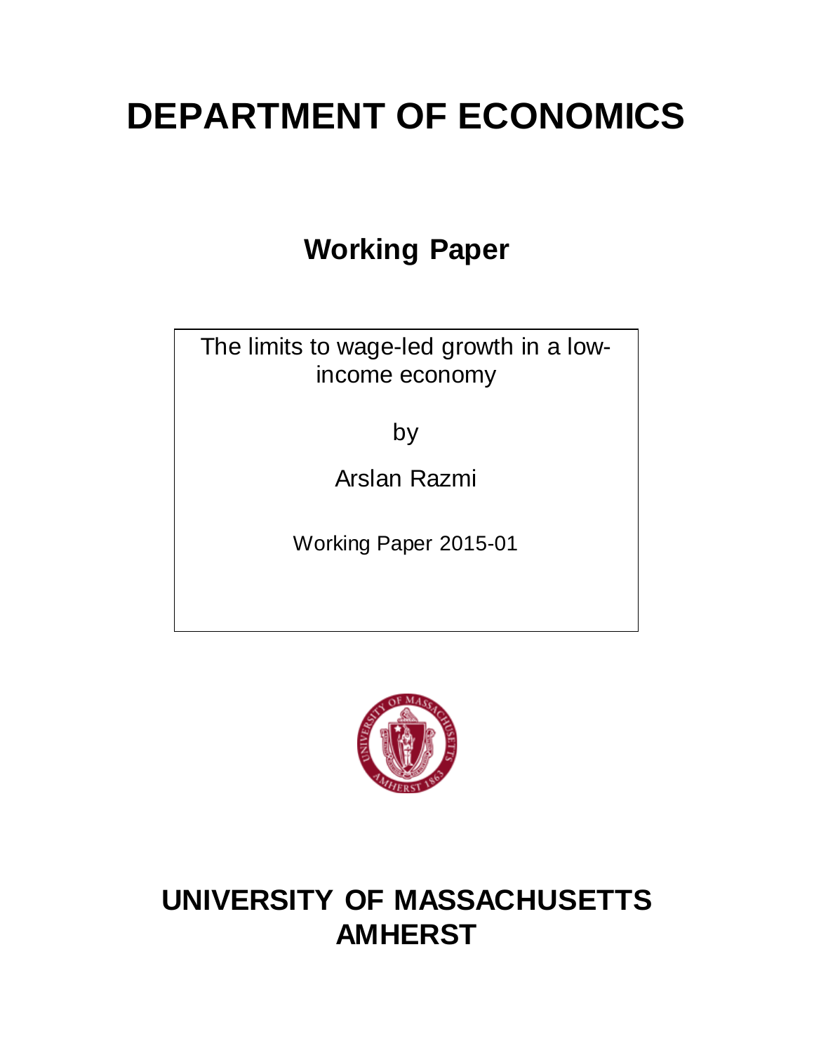# DEPARTMENT OF ECONOMICS

## Working Paper

The limits to wage-led growth in a low-income economy

by

Arslan Razmi

Working Paper 2015-01

# UNIVERSITY OF MASSACHUSETTS AMHERST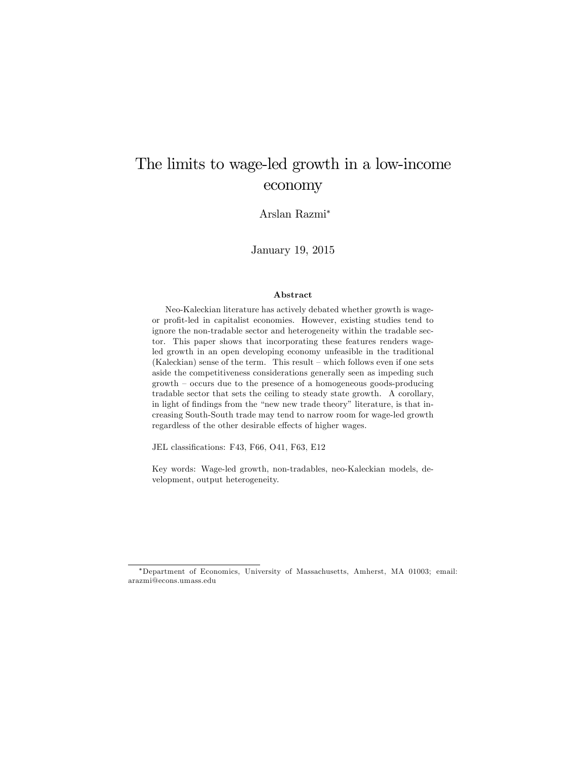# The limits to wage-led growth in a low-income economy

Arslan Razmi[*]

January 19, 2015

### Abstract

Neo-Kaleckian literature has actively debated whether growth is wage- or profit-led in capitalist economies. However, existing studies tend to ignore the non-tradable sector and heterogeneity within the tradable sector. This paper shows that incorporating these features renders wage-led growth in an open developing economy unfeasible in the traditional (Kaleckian) sense of the term. This result – which follows even if one sets aside the competitiveness considerations generally seen as impeding such growth – occurs due to the presence of a homogeneous goods-producing tradable sector that sets the ceiling to steady state growth. A corollary, in light of findings from the "new new trade theory" literature, is that increasing South-South trade may tend to narrow room for wage-led growth regardless of the other desirable effects of higher wages.

JEL classifications: F43, F66, O41, F63, E12

Key words: Wage-led growth, non-tradables, neo-Kaleckian models, development, output heterogeneity.

---

[*] Department of Economics, University of Massachusetts, Amherst, MA 01003; email: arazmi@econs.umass.edu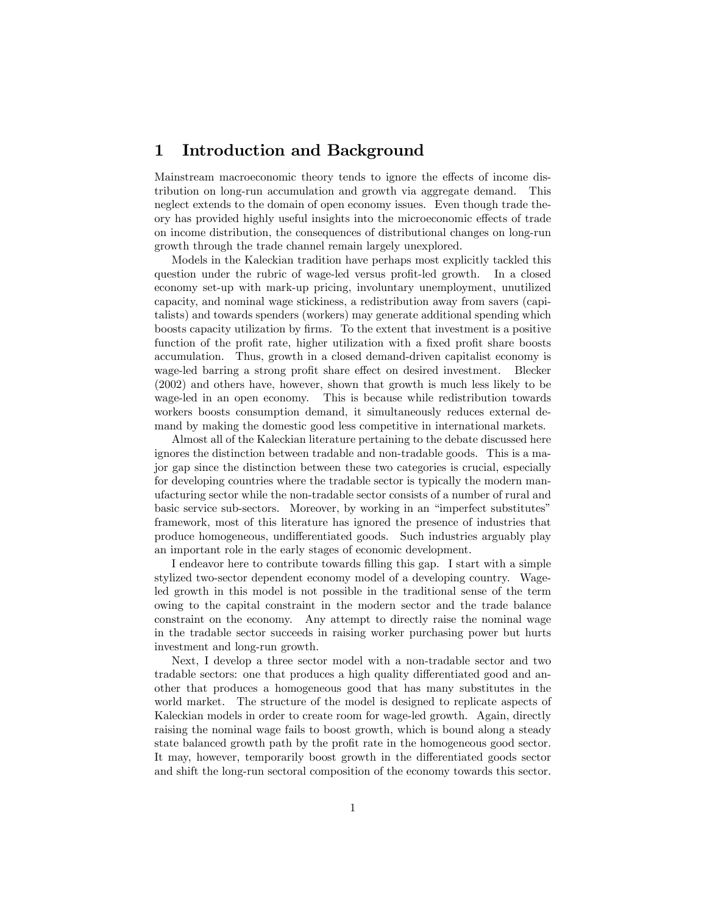# 1 Introduction and Background

Mainstream macroeconomic theory tends to ignore the effects of income distribution on long-run accumulation and growth via aggregate demand. This neglect extends to the domain of open economy issues. Even though trade theory has provided highly useful insights into the microeconomic effects of trade on income distribution, the consequences of distributional changes on long-run growth through the trade channel remain largely unexplored.

Models in the Kaleckian tradition have perhaps most explicitly tackled this question under the rubric of wage-led versus profit-led growth. In a closed economy set-up with mark-up pricing, involuntary unemployment, unutilized capacity, and nominal wage stickiness, a redistribution away from savers (capitalists) and towards spenders (workers) may generate additional spending which boosts capacity utilization by firms. To the extent that investment is a positive function of the profit rate, higher utilization with a fixed profit share boosts accumulation. Thus, growth in a closed demand-driven capitalist economy is wage-led barring a strong profit share effect on desired investment. Blecker (2002) and others have, however, shown that growth is much less likely to be wage-led in an open economy. This is because while redistribution towards workers boosts consumption demand, it simultaneously reduces external demand by making the domestic good less competitive in international markets.

Almost all of the Kaleckian literature pertaining to the debate discussed here ignores the distinction between tradable and non-tradable goods. This is a major gap since the distinction between these two categories is crucial, especially for developing countries where the tradable sector is typically the modern manufacturing sector while the non-tradable sector consists of a number of rural and basic service sub-sectors. Moreover, by working in an "imperfect substitutes" framework, most of this literature has ignored the presence of industries that produce homogeneous, undifferentiated goods. Such industries arguably play an important role in the early stages of economic development.

I endeavor here to contribute towards filling this gap. I start with a simple stylized two-sector dependent economy model of a developing country. Wage-led growth in this model is not possible in the traditional sense of the term owing to the capital constraint in the modern sector and the trade balance constraint on the economy. Any attempt to directly raise the nominal wage in the tradable sector succeeds in raising worker purchasing power but hurts investment and long-run growth.

Next, I develop a three sector model with a non-tradable sector and two tradable sectors: one that produces a high quality differentiated good and another that produces a homogeneous good that has many substitutes in the world market. The structure of the model is designed to replicate aspects of Kaleckian models in order to create room for wage-led growth. Again, directly raising the nominal wage fails to boost growth, which is bound along a steady state balanced growth path by the profit rate in the homogeneous good sector. It may, however, temporarily boost growth in the differentiated goods sector and shift the long-run sectoral composition of the economy towards this sector.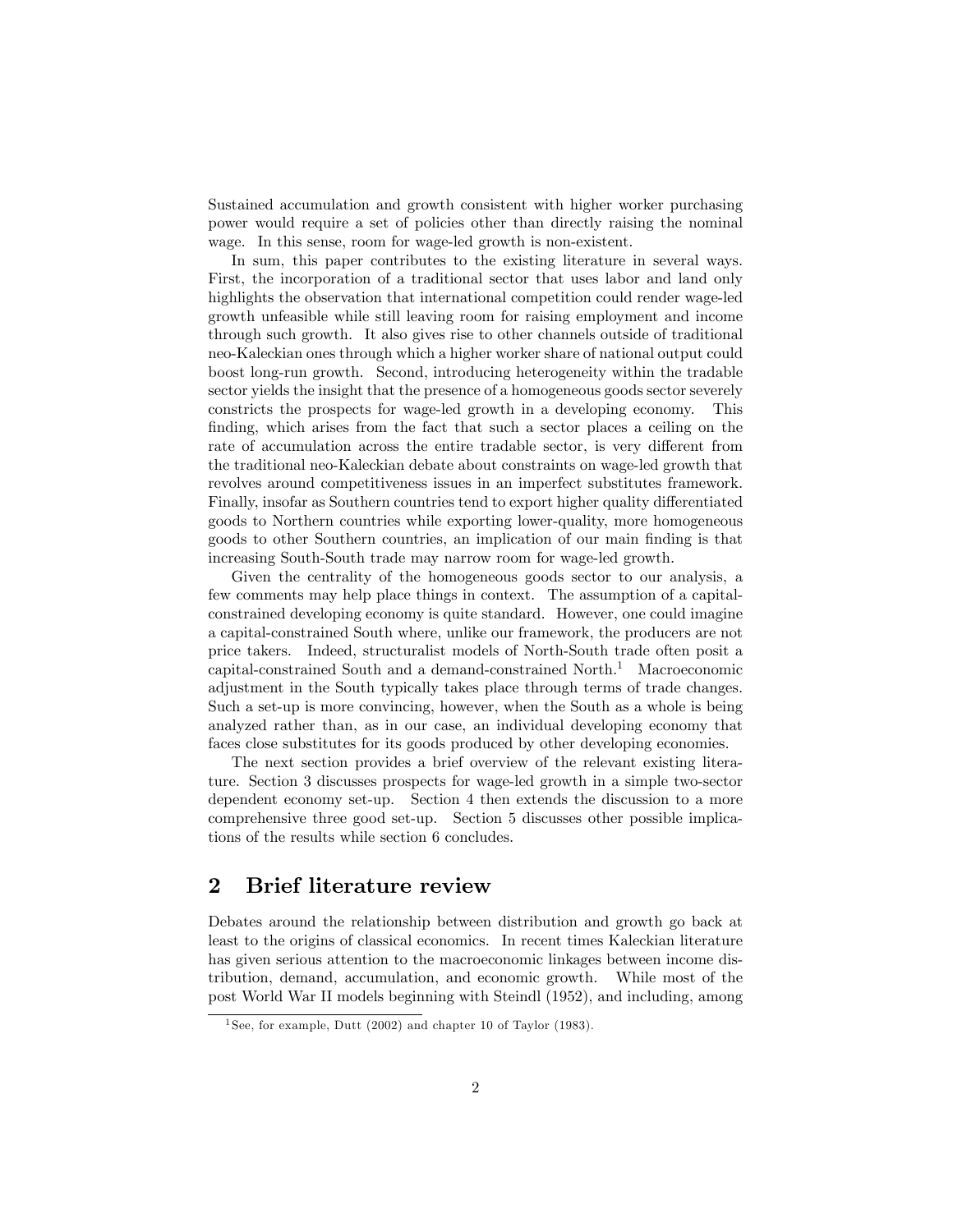Sustained accumulation and growth consistent with higher worker purchasing power would require a set of policies other than directly raising the nominal wage. In this sense, room for wage-led growth is non-existent.

In sum, this paper contributes to the existing literature in several ways. First, the incorporation of a traditional sector that uses labor and land only highlights the observation that international competition could render wage-led growth unfeasible while still leaving room for raising employment and income through such growth. It also gives rise to other channels outside of traditional neo-Kaleckian ones through which a higher worker share of national output could boost long-run growth. Second, introducing heterogeneity within the tradable sector yields the insight that the presence of a homogeneous goods sector severely constricts the prospects for wage-led growth in a developing economy. This finding, which arises from the fact that such a sector places a ceiling on the rate of accumulation across the entire tradable sector, is very different from the traditional neo-Kaleckian debate about constraints on wage-led growth that revolves around competitiveness issues in an imperfect substitutes framework. Finally, insofar as Southern countries tend to export higher quality differentiated goods to Northern countries while exporting lower-quality, more homogeneous goods to other Southern countries, an implication of our main finding is that increasing South-South trade may narrow room for wage-led growth.

Given the centrality of the homogeneous goods sector to our analysis, a few comments may help place things in context. The assumption of a capital-constrained developing economy is quite standard. However, one could imagine a capital-constrained South where, unlike our framework, the producers are not price takers. Indeed, structuralist models of North-South trade often posit a capital-constrained South and a demand-constrained North.[1] Macroeconomic adjustment in the South typically takes place through terms of trade changes. Such a set-up is more convincing, however, when the South as a whole is being analyzed rather than, as in our case, an individual developing economy that faces close substitutes for its goods produced by other developing economies.

The next section provides a brief overview of the relevant existing literature. Section 3 discusses prospects for wage-led growth in a simple two-sector dependent economy set-up. Section 4 then extends the discussion to a more comprehensive three good set-up. Section 5 discusses other possible implications of the results while section 6 concludes.

## 2 Brief literature review

Debates around the relationship between distribution and growth go back at least to the origins of classical economics. In recent times Kaleckian literature has given serious attention to the macroeconomic linkages between income distribution, demand, accumulation, and economic growth. While most of the post World War II models beginning with Steindl (1952), and including, among

[1] See, for example, Dutt (2002) and chapter 10 of Taylor (1983).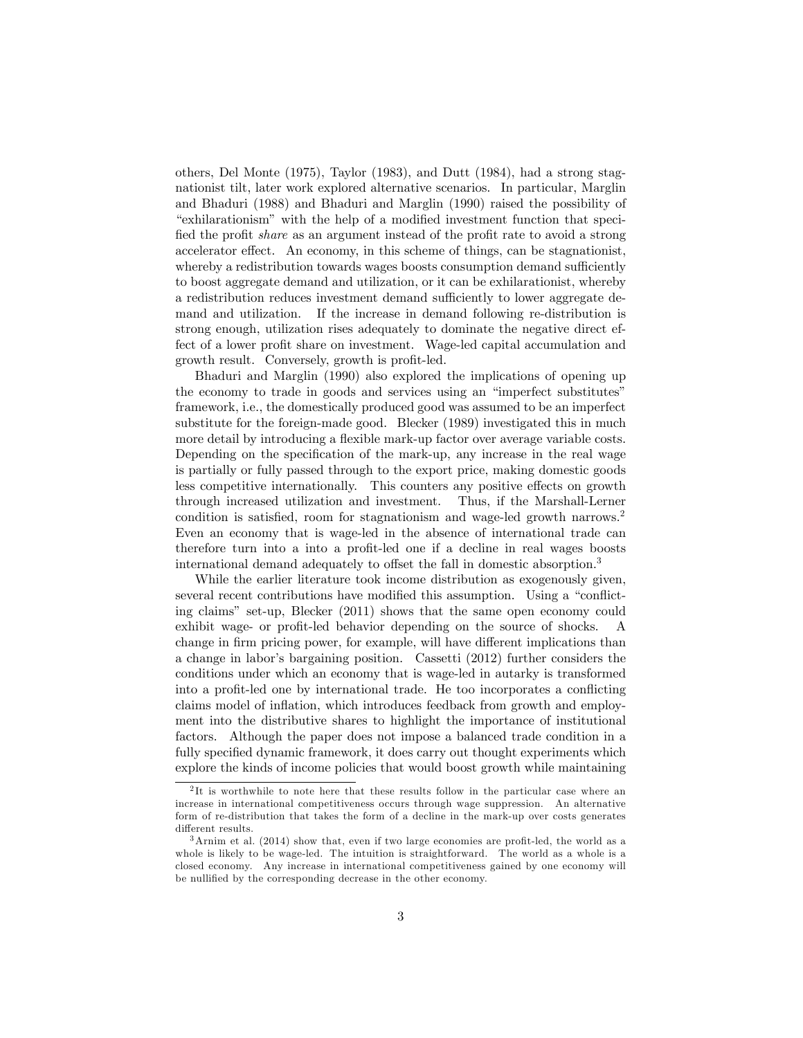others, Del Monte (1975), Taylor (1983), and Dutt (1984), had a strong stagnationist tilt, later work explored alternative scenarios. In particular, Marglin and Bhaduri (1988) and Bhaduri and Marglin (1990) raised the possibility of "exhilarationism" with the help of a modified investment function that specified the profit *share* as an argument instead of the profit rate to avoid a strong accelerator effect. An economy, in this scheme of things, can be stagnationist, whereby a redistribution towards wages boosts consumption demand sufficiently to boost aggregate demand and utilization, or it can be exhilarationist, whereby a redistribution reduces investment demand sufficiently to lower aggregate demand and utilization. If the increase in demand following re-distribution is strong enough, utilization rises adequately to dominate the negative direct effect of a lower profit share on investment. Wage-led capital accumulation and growth result. Conversely, growth is profit-led.

Bhaduri and Marglin (1990) also explored the implications of opening up the economy to trade in goods and services using an "imperfect substitutes" framework, i.e., the domestically produced good was assumed to be an imperfect substitute for the foreign-made good. Blecker (1989) investigated this in much more detail by introducing a flexible mark-up factor over average variable costs. Depending on the specification of the mark-up, any increase in the real wage is partially or fully passed through to the export price, making domestic goods less competitive internationally. This counters any positive effects on growth through increased utilization and investment. Thus, if the Marshall-Lerner condition is satisfied, room for stagnationism and wage-led growth narrows.[2] Even an economy that is wage-led in the absence of international trade can therefore turn into a into a profit-led one if a decline in real wages boosts international demand adequately to offset the fall in domestic absorption.[3]

While the earlier literature took income distribution as exogenously given, several recent contributions have modified this assumption. Using a "conflicting claims" set-up, Blecker (2011) shows that the same open economy could exhibit wage- or profit-led behavior depending on the source of shocks. A change in firm pricing power, for example, will have different implications than a change in labor's bargaining position. Cassetti (2012) further considers the conditions under which an economy that is wage-led in autarky is transformed into a profit-led one by international trade. He too incorporates a conflicting claims model of inflation, which introduces feedback from growth and employment into the distributive shares to highlight the importance of institutional factors. Although the paper does not impose a balanced trade condition in a fully specified dynamic framework, it does carry out thought experiments which explore the kinds of income policies that would boost growth while maintaining

[2] It is worthwhile to note here that these results follow in the particular case where an increase in international competitiveness occurs through wage suppression. An alternative form of re-distribution that takes the form of a decline in the mark-up over costs generates different results.

[3] Arnim et al. (2014) show that, even if two large economies are profit-led, the world as a whole is likely to be wage-led. The intuition is straightforward. The world as a whole is a closed economy. Any increase in international competitiveness gained by one economy will be nullified by the corresponding decrease in the other economy.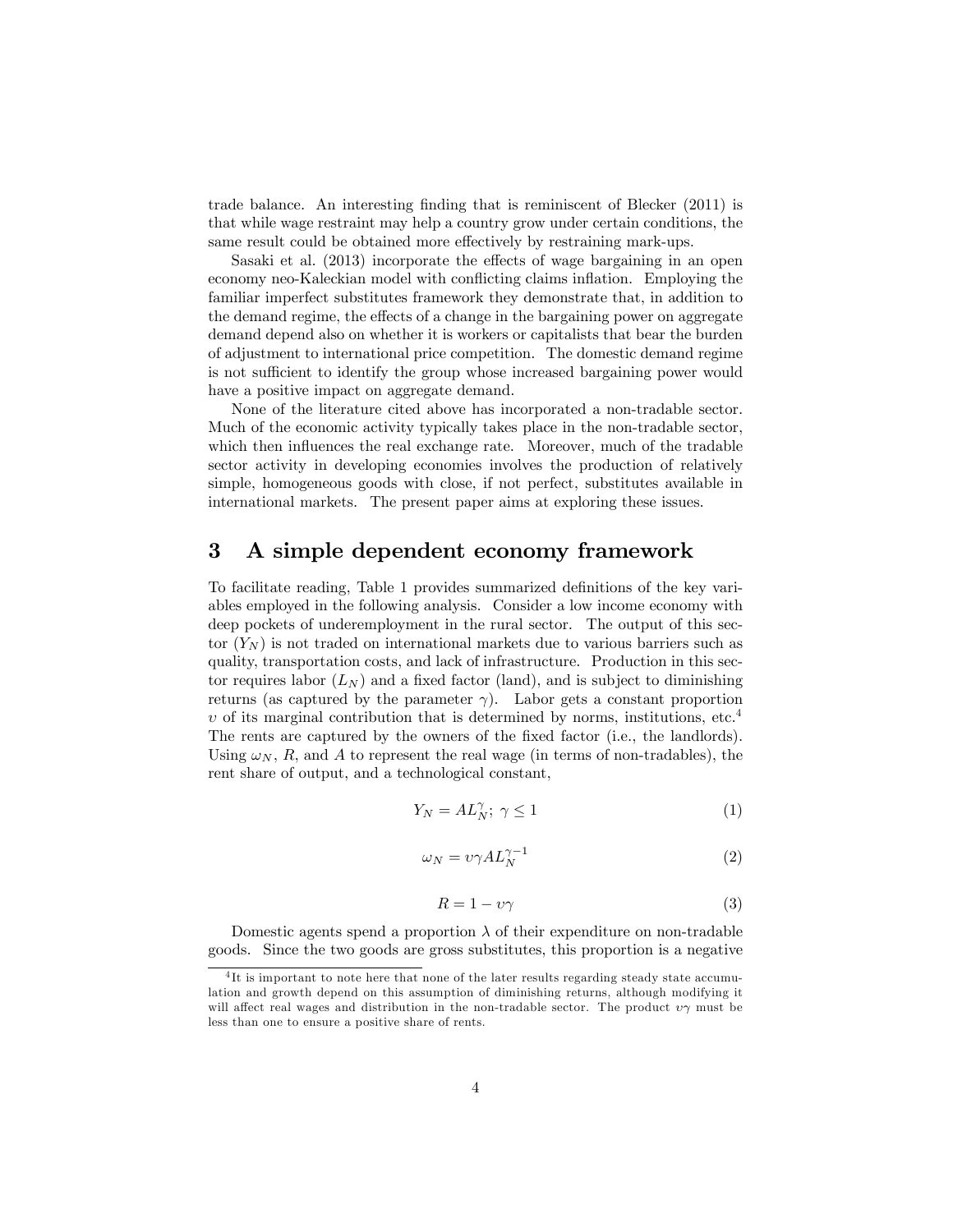trade balance. An interesting finding that is reminiscent of Blecker (2011) is that while wage restraint may help a country grow under certain conditions, the same result could be obtained more effectively by restraining mark-ups.

Sasaki et al. (2013) incorporate the effects of wage bargaining in an open economy neo-Kaleckian model with conflicting claims inflation. Employing the familiar imperfect substitutes framework they demonstrate that, in addition to the demand regime, the effects of a change in the bargaining power on aggregate demand depend also on whether it is workers or capitalists that bear the burden of adjustment to international price competition. The domestic demand regime is not sufficient to identify the group whose increased bargaining power would have a positive impact on aggregate demand.

None of the literature cited above has incorporated a non-tradable sector. Much of the economic activity typically takes place in the non-tradable sector, which then influences the real exchange rate. Moreover, much of the tradable sector activity in developing economies involves the production of relatively simple, homogeneous goods with close, if not perfect, substitutes available in international markets. The present paper aims at exploring these issues.

## 3 A simple dependent economy framework

To facilitate reading, Table 1 provides summarized definitions of the key variables employed in the following analysis. Consider a low income economy with deep pockets of underemployment in the rural sector. The output of this sector ($Y_N$) is not traded on international markets due to various barriers such as quality, transportation costs, and lack of infrastructure. Production in this sector requires labor ($L_N$) and a fixed factor (land), and is subject to diminishing returns (as captured by the parameter $\gamma$). Labor gets a constant proportion $\upsilon$ of its marginal contribution that is determined by norms, institutions, etc.[4] The rents are captured by the owners of the fixed factor (i.e., the landlords). Using $\omega_N$, $R$, and $A$ to represent the real wage (in terms of non-tradables), the rent share of output, and a technological constant,

$$Y_N = AL_N^{\gamma};\ \gamma \leq 1 \tag{1}$$

$$\omega_N = \upsilon\gamma A L_N^{\gamma-1} \tag{2}$$

$$R = 1 - \upsilon\gamma \tag{3}$$

Domestic agents spend a proportion $\lambda$ of their expenditure on non-tradable goods. Since the two goods are gross substitutes, this proportion is a negative

[4] It is important to note here that none of the later results regarding steady state accumulation and growth depend on this assumption of diminishing returns, although modifying it will affect real wages and distribution in the non-tradable sector. The product $\upsilon\gamma$ must be less than one to ensure a positive share of rents.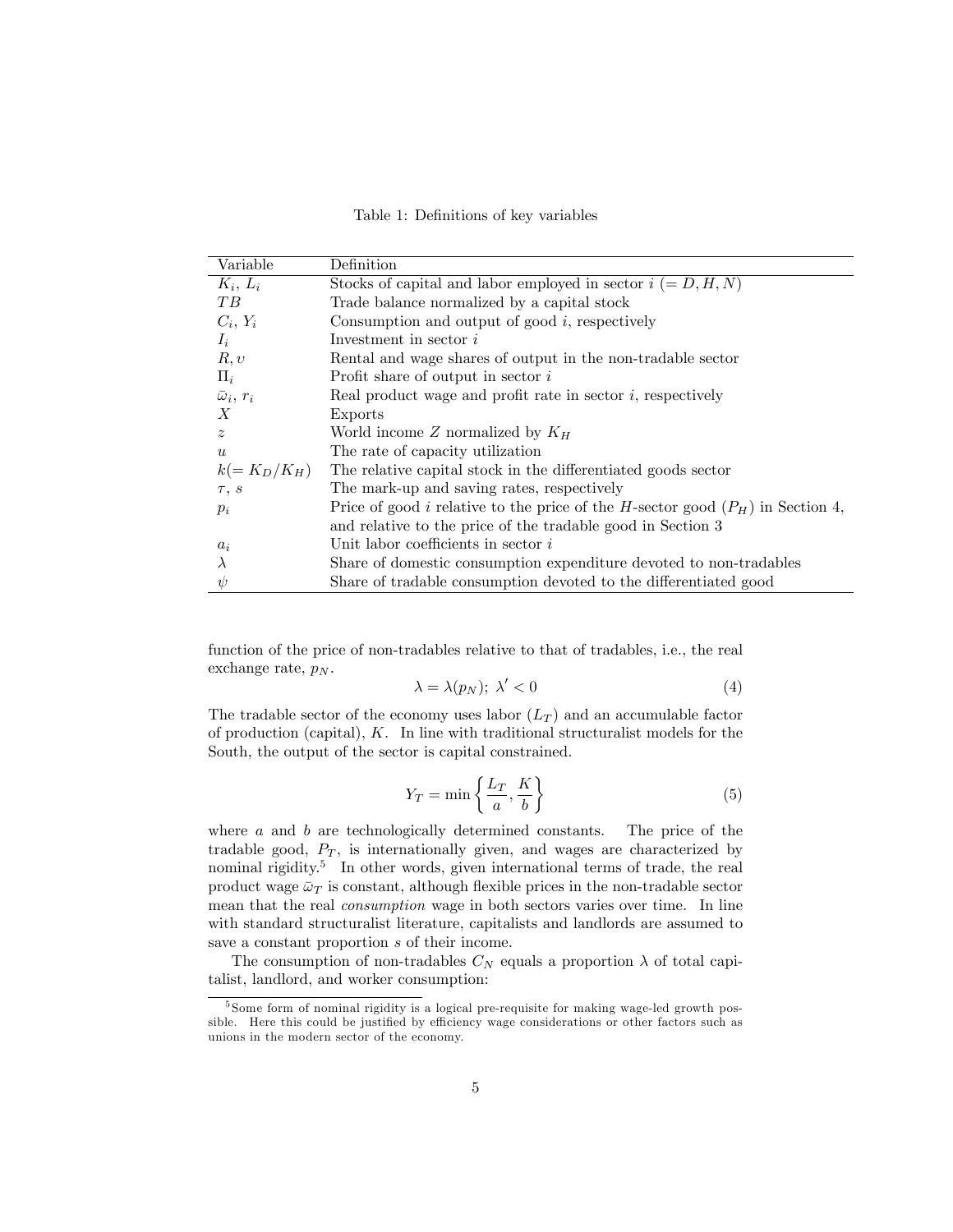Table 1: Definitions of key variables

| Variable | Definition |
|---|---|
| $K_i$, $L_i$ | Stocks of capital and labor employed in sector $i$ $(= D, H, N)$ |
| $TB$ | Trade balance normalized by a capital stock |
| $C_i$, $Y_i$ | Consumption and output of good $i$, respectively |
| $I_i$ | Investment in sector $i$ |
| $R, \upsilon$ | Rental and wage shares of output in the non-tradable sector |
| $\Pi_i$ | Profit share of output in sector $i$ |
| $\bar{\omega}_i$, $r_i$ | Real product wage and profit rate in sector $i$, respectively |
| $X$ | Exports |
| $z$ | World income $Z$ normalized by $K_H$ |
| $u$ | The rate of capacity utilization |
| $k(= K_D/K_H)$ | The relative capital stock in the differentiated goods sector |
| $\tau$, $s$ | The mark-up and saving rates, respectively |
| $p_i$ | Price of good $i$ relative to the price of the $H$-sector good ($P_H$) in Section 4, and relative to the price of the tradable good in Section 3 |
| $a_i$ | Unit labor coefficients in sector $i$ |
| $\lambda$ | Share of domestic consumption expenditure devoted to non-tradables |
| $\psi$ | Share of tradable consumption devoted to the differentiated good |

function of the price of non-tradables relative to that of tradables, i.e., the real exchange rate, $p_N$.

$$\lambda = \lambda(p_N);\ \lambda' < 0 \tag{4}$$

The tradable sector of the economy uses labor ($L_T$) and an accumulable factor of production (capital), $K$. In line with traditional structuralist models for the South, the output of the sector is capital constrained.

$$Y_T = \min\left\{\frac{L_T}{a}, \frac{K}{b}\right\} \tag{5}$$

where $a$ and $b$ are technologically determined constants. The price of the tradable good, $P_T$, is internationally given, and wages are characterized by nominal rigidity.[5] In other words, given international terms of trade, the real product wage $\bar{\omega}_T$ is constant, although flexible prices in the non-tradable sector mean that the real *consumption* wage in both sectors varies over time. In line with standard structuralist literature, capitalists and landlords are assumed to save a constant proportion $s$ of their income.

The consumption of non-tradables $C_N$ equals a proportion $\lambda$ of total capitalist, landlord, and worker consumption:

[5] Some form of nominal rigidity is a logical pre-requisite for making wage-led growth possible. Here this could be justified by efficiency wage considerations or other factors such as unions in the modern sector of the economy.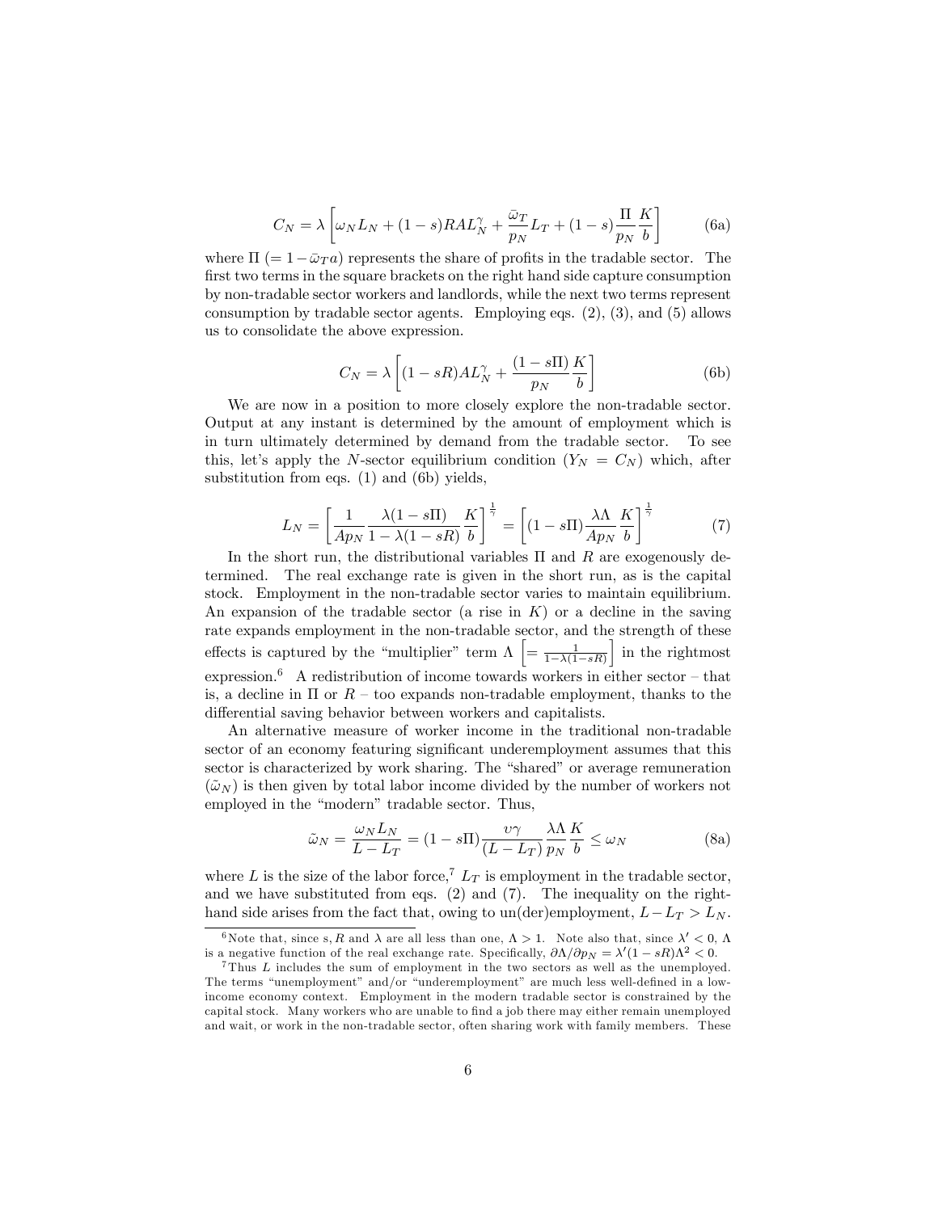$$C_N = \lambda \left[ \omega_N L_N + (1-s) R A L_N^{\gamma} + \frac{\bar{\omega}_T}{p_N} L_T + (1-s) \frac{\Pi}{p_N} \frac{K}{b} \right] \tag{6a}$$

where $\Pi$ $(= 1 - \bar{\omega}_T a)$ represents the share of profits in the tradable sector. The first two terms in the square brackets on the right hand side capture consumption by non-tradable sector workers and landlords, while the next two terms represent consumption by tradable sector agents. Employing eqs. (2), (3), and (5) allows us to consolidate the above expression.

$$C_N = \lambda \left[ (1 - sR) A L_N^{\gamma} + \frac{(1 - s\Pi)}{p_N} \frac{K}{b} \right] \tag{6b}$$

We are now in a position to more closely explore the non-tradable sector. Output at any instant is determined by the amount of employment which is in turn ultimately determined by demand from the tradable sector. To see this, let's apply the $N$-sector equilibrium condition ($Y_N = C_N$) which, after substitution from eqs. (1) and (6b) yields,

$$L_N = \left[ \frac{1}{A p_N} \frac{\lambda (1 - s\Pi)}{1 - \lambda (1 - sR)} \frac{K}{b} \right]^{\frac{1}{\gamma}} = \left[ (1 - s\Pi) \frac{\lambda \Lambda}{A p_N} \frac{K}{b} \right]^{\frac{1}{\gamma}} \tag{7}$$

In the short run, the distributional variables $\Pi$ and $R$ are exogenously determined. The real exchange rate is given in the short run, as is the capital stock. Employment in the non-tradable sector varies to maintain equilibrium. An expansion of the tradable sector (a rise in $K$) or a decline in the saving rate expands employment in the non-tradable sector, and the strength of these effects is captured by the "multiplier" term $\Lambda$ $\left[ = \frac{1}{1 - \lambda(1 - sR)} \right]$ in the rightmost expression.[6] A redistribution of income towards workers in either sector – that is, a decline in $\Pi$ or $R$ – too expands non-tradable employment, thanks to the differential saving behavior between workers and capitalists.

An alternative measure of worker income in the traditional non-tradable sector of an economy featuring significant underemployment assumes that this sector is characterized by work sharing. The "shared" or average remuneration ($\tilde{\omega}_N$) is then given by total labor income divided by the number of workers not employed in the "modern" tradable sector. Thus,

$$\tilde{\omega}_N = \frac{\omega_N L_N}{L - L_T} = (1 - s\Pi) \frac{\upsilon \gamma}{(L - L_T)} \frac{\lambda \Lambda}{p_N} \frac{K}{b} \leq \omega_N \tag{8a}$$

where $L$ is the size of the labor force,[7] $L_T$ is employment in the tradable sector, and we have substituted from eqs. (2) and (7). The inequality on the right-hand side arises from the fact that, owing to un(der)employment, $L - L_T > L_N$.

[6] Note that, since s, $R$ and $\lambda$ are all less than one, $\Lambda > 1$. Note also that, since $\lambda' < 0$, $\Lambda$ is a negative function of the real exchange rate. Specifically, $\partial \Lambda / \partial p_N = \lambda' (1 - sR) \Lambda^2 < 0$.

[7] Thus $L$ includes the sum of employment in the two sectors as well as the unemployed. The terms "unemployment" and/or "underemployment" are much less well-defined in a low-income economy context. Employment in the modern tradable sector is constrained by the capital stock. Many workers who are unable to find a job there may either remain unemployed and wait, or work in the non-tradable sector, often sharing work with family members. These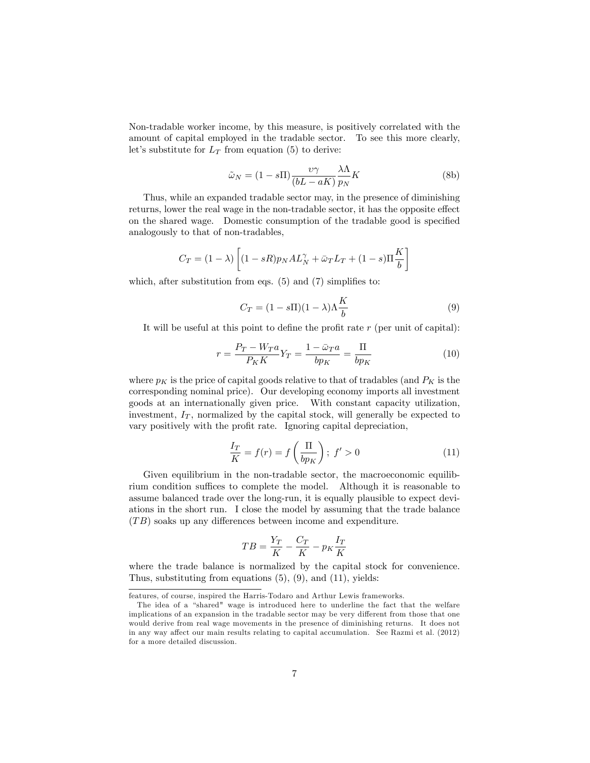Non-tradable worker income, by this measure, is positively correlated with the amount of capital employed in the tradable sector. To see this more clearly, let's substitute for $L_T$ from equation (5) to derive:

$$\tilde{\omega}_N = (1 - s\Pi)\frac{\upsilon\gamma}{(bL - aK)}\frac{\lambda\Lambda}{p_N}K \tag{8b}$$

Thus, while an expanded tradable sector may, in the presence of diminishing returns, lower the real wage in the non-tradable sector, it has the opposite effect on the shared wage. Domestic consumption of the tradable good is specified analogously to that of non-tradables,

$$C_T = (1 - \lambda)\left[(1 - sR)p_N A L_N^{\gamma} + \bar{\omega}_T L_T + (1 - s)\Pi\frac{K}{b}\right]$$

which, after substitution from eqs. (5) and (7) simplifies to:

$$C_T = (1 - s\Pi)(1 - \lambda)\Lambda\frac{K}{b} \tag{9}$$

It will be useful at this point to define the profit rate $r$ (per unit of capital):

$$r = \frac{P_T - W_T a}{P_K K}Y_T = \frac{1 - \bar{\omega}_T a}{b p_K} = \frac{\Pi}{b p_K} \tag{10}$$

where $p_K$ is the price of capital goods relative to that of tradables (and $P_K$ is the corresponding nominal price). Our developing economy imports all investment goods at an internationally given price. With constant capacity utilization, investment, $I_T$, normalized by the capital stock, will generally be expected to vary positively with the profit rate. Ignoring capital depreciation,

$$\frac{I_T}{K} = f(r) = f\left(\frac{\Pi}{b p_K}\right);\ f' > 0 \tag{11}$$

Given equilibrium in the non-tradable sector, the macroeconomic equilibrium condition suffices to complete the model. Although it is reasonable to assume balanced trade over the long-run, it is equally plausible to expect deviations in the short run. I close the model by assuming that the trade balance ($TB$) soaks up any differences between income and expenditure.

$$TB = \frac{Y_T}{K} - \frac{C_T}{K} - p_K\frac{I_T}{K}$$

where the trade balance is normalized by the capital stock for convenience. Thus, substituting from equations (5), (9), and (11), yields:

---

features, of course, inspired the Harris-Todaro and Arthur Lewis frameworks.

The idea of a "shared" wage is introduced here to underline the fact that the welfare implications of an expansion in the tradable sector may be very different from those that one would derive from real wage movements in the presence of diminishing returns. It does not in any way affect our main results relating to capital accumulation. See Razmi et al. (2012) for a more detailed discussion.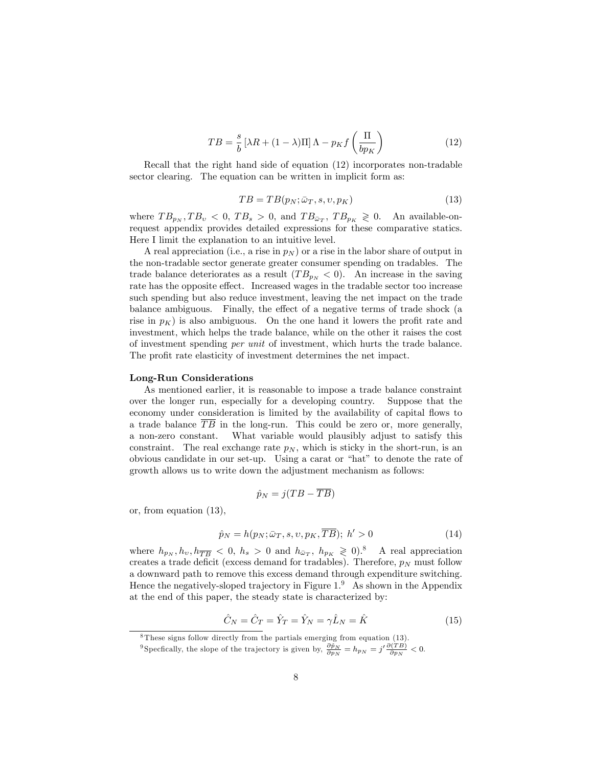$$TB = \frac{s}{b}\left[\lambda R + (1-\lambda)\Pi\right]\Lambda - p_K f\left(\frac{\Pi}{bp_K}\right) \tag{12}$$

Recall that the right hand side of equation (12) incorporates non-tradable sector clearing. The equation can be written in implicit form as:

$$TB = TB(p_N; \bar{\omega}_T, s, \upsilon, p_K) \tag{13}$$

where $TB_{p_N}, TB_{\upsilon} < 0$, $TB_s > 0$, and $TB_{\bar{\omega}_T}$, $TB_{p_K} \gtrless 0$. An available-on-request appendix provides detailed expressions for these comparative statics. Here I limit the explanation to an intuitive level.

A real appreciation (i.e., a rise in $p_N$) or a rise in the labor share of output in the non-tradable sector generate greater consumer spending on tradables. The trade balance deteriorates as a result ($TB_{p_N} < 0$). An increase in the saving rate has the opposite effect. Increased wages in the tradable sector too increase such spending but also reduce investment, leaving the net impact on the trade balance ambiguous. Finally, the effect of a negative terms of trade shock (a rise in $p_K$) is also ambiguous. On the one hand it lowers the profit rate and investment, which helps the trade balance, while on the other it raises the cost of investment spending *per unit* of investment, which hurts the trade balance. The profit rate elasticity of investment determines the net impact.

**Long-Run Considerations**

As mentioned earlier, it is reasonable to impose a trade balance constraint over the longer run, especially for a developing country. Suppose that the economy under consideration is limited by the availability of capital flows to a trade balance $\overline{TB}$ in the long-run. This could be zero or, more generally, a non-zero constant. What variable would plausibly adjust to satisfy this constraint. The real exchange rate $p_N$, which is sticky in the short-run, is an obvious candidate in our set-up. Using a carat or "hat" to denote the rate of growth allows us to write down the adjustment mechanism as follows:

$$\hat{p}_N = j(TB - \overline{TB})$$

or, from equation (13),

$$\hat{p}_N = h(p_N; \bar{\omega}_T, s, \upsilon, p_K, \overline{TB});\ h' > 0 \tag{14}$$

where $h_{p_N}, h_{\upsilon}, h_{\overline{TB}} < 0$, $h_s > 0$ and $h_{\bar{\omega}_T}$, $h_{p_K} \gtrless 0$).[8] A real appreciation creates a trade deficit (excess demand for tradables). Therefore, $p_N$ must follow a downward path to remove this excess demand through expenditure switching. Hence the negatively-sloped trajectory in Figure 1.[9] As shown in the Appendix at the end of this paper, the steady state is characterized by:

$$\hat{C}_N = \hat{C}_T = \hat{Y}_T = \hat{Y}_N = \gamma \hat{L}_N = \hat{K} \tag{15}$$

---

[8] These signs follow directly from the partials emerging from equation (13).

[9] Specfically, the slope of the trajectory is given by, $\frac{\partial \hat{p}_N}{\partial p_N} = h_{p_N} = j' \frac{\partial (TB)}{\partial p_N} < 0$.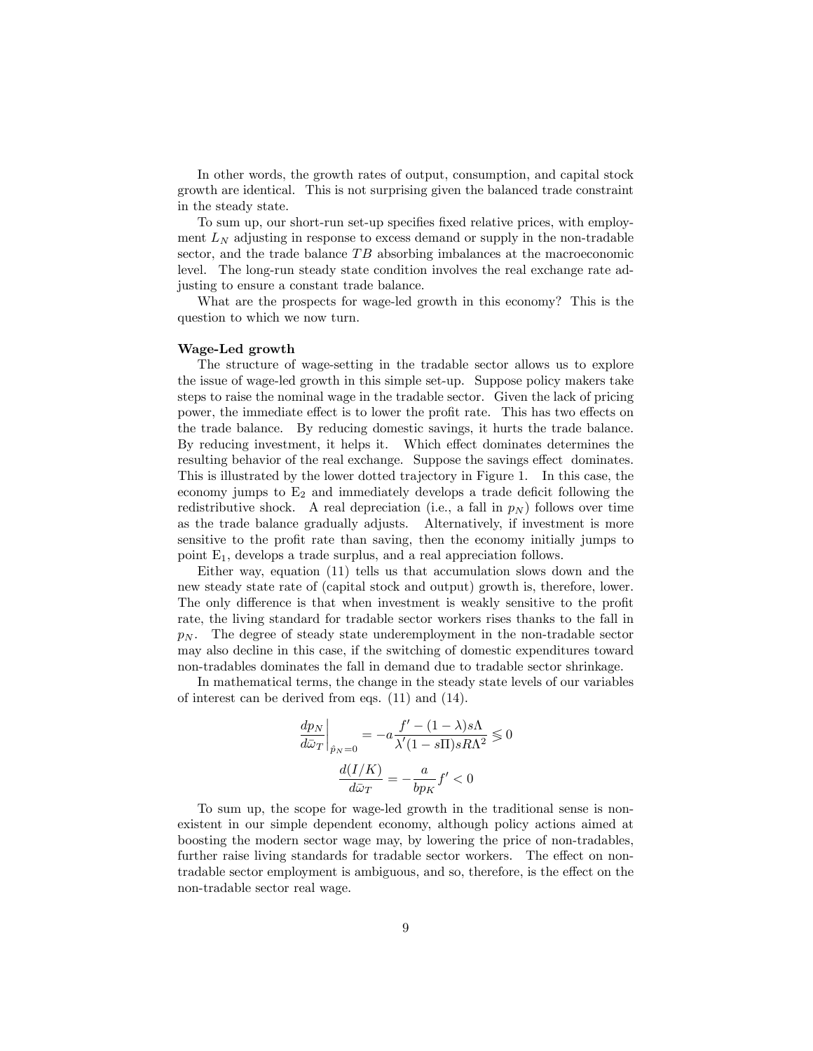In other words, the growth rates of output, consumption, and capital stock growth are identical. This is not surprising given the balanced trade constraint in the steady state.

To sum up, our short-run set-up specifies fixed relative prices, with employment $L_N$ adjusting in response to excess demand or supply in the non-tradable sector, and the trade balance $TB$ absorbing imbalances at the macroeconomic level. The long-run steady state condition involves the real exchange rate adjusting to ensure a constant trade balance.

What are the prospects for wage-led growth in this economy? This is the question to which we now turn.

**Wage-Led growth**

The structure of wage-setting in the tradable sector allows us to explore the issue of wage-led growth in this simple set-up. Suppose policy makers take steps to raise the nominal wage in the tradable sector. Given the lack of pricing power, the immediate effect is to lower the profit rate. This has two effects on the trade balance. By reducing domestic savings, it hurts the trade balance. By reducing investment, it helps it. Which effect dominates determines the resulting behavior of the real exchange. Suppose the savings effect dominates. This is illustrated by the lower dotted trajectory in Figure 1. In this case, the economy jumps to E$_2$ and immediately develops a trade deficit following the redistributive shock. A real depreciation (i.e., a fall in $p_N$) follows over time as the trade balance gradually adjusts. Alternatively, if investment is more sensitive to the profit rate than saving, then the economy initially jumps to point E$_1$, develops a trade surplus, and a real appreciation follows.

Either way, equation (11) tells us that accumulation slows down and the new steady state rate of (capital stock and output) growth is, therefore, lower. The only difference is that when investment is weakly sensitive to the profit rate, the living standard for tradable sector workers rises thanks to the fall in $p_N$. The degree of steady state underemployment in the non-tradable sector may also decline in this case, if the switching of domestic expenditures toward non-tradables dominates the fall in demand due to tradable sector shrinkage.

In mathematical terms, the change in the steady state levels of our variables of interest can be derived from eqs. (11) and (14).

$$\left.\frac{dp_N}{d\bar{\omega}_T}\right|_{\hat{p}_N=0} = -a\frac{f' - (1-\lambda)s\Lambda}{\lambda'(1-s\Pi)sR\Lambda^2} \lesseqgtr 0$$

$$\frac{d(I/K)}{d\bar{\omega}_T} = -\frac{a}{bp_K}f' < 0$$

To sum up, the scope for wage-led growth in the traditional sense is non-existent in our simple dependent economy, although policy actions aimed at boosting the modern sector wage may, by lowering the price of non-tradables, further raise living standards for tradable sector workers. The effect on non-tradable sector employment is ambiguous, and so, therefore, is the effect on the non-tradable sector real wage.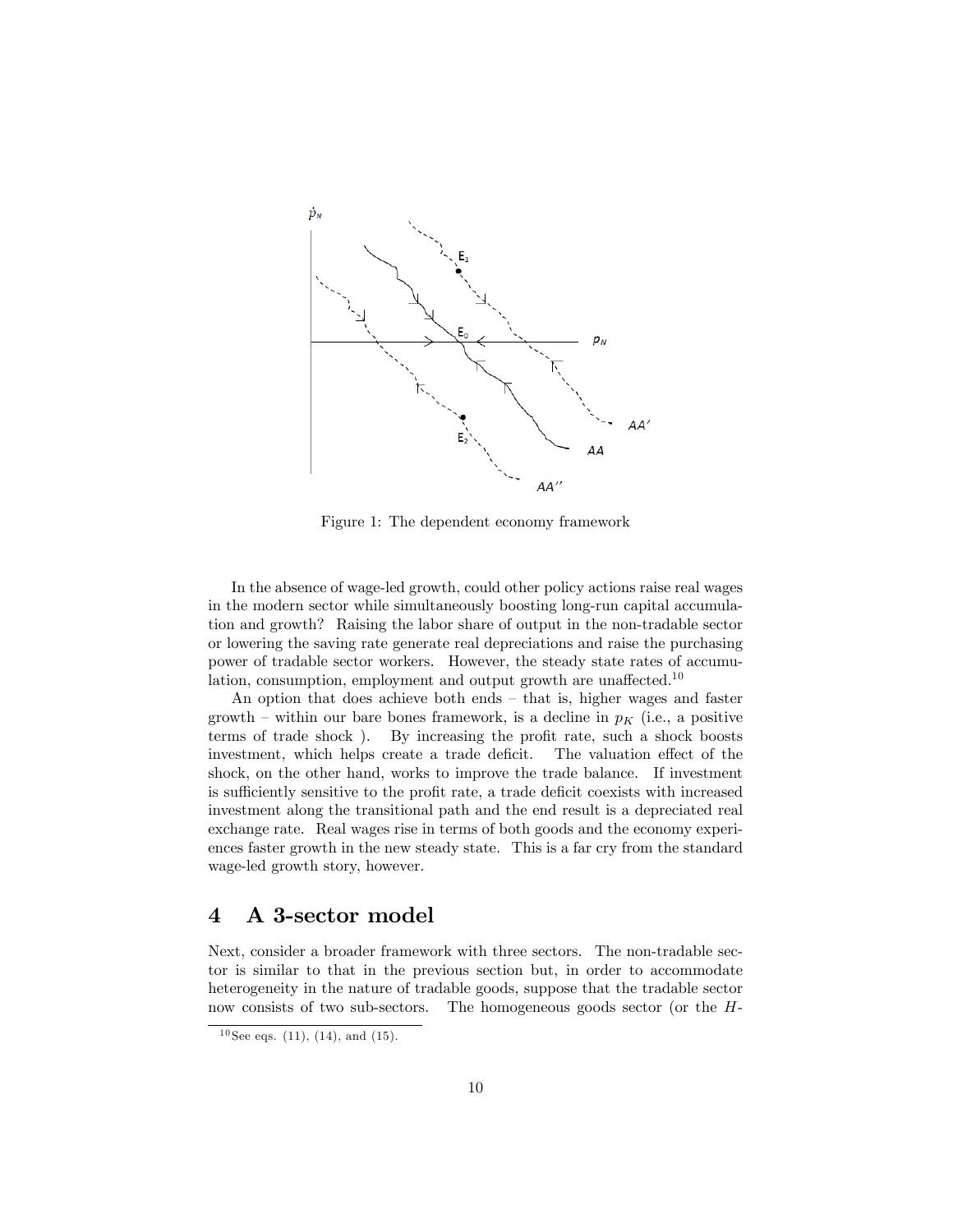Figure 1: The dependent economy framework

In the absence of wage-led growth, could other policy actions raise real wages in the modern sector while simultaneously boosting long-run capital accumulation and growth? Raising the labor share of output in the non-tradable sector or lowering the saving rate generate real depreciations and raise the purchasing power of tradable sector workers. However, the steady state rates of accumulation, consumption, employment and output growth are unaffected.[10]

An option that does achieve both ends – that is, higher wages and faster growth – within our bare bones framework, is a decline in $p_K$ (i.e., a positive terms of trade shock ). By increasing the profit rate, such a shock boosts investment, which helps create a trade deficit. The valuation effect of the shock, on the other hand, works to improve the trade balance. If investment is sufficiently sensitive to the profit rate, a trade deficit coexists with increased investment along the transitional path and the end result is a depreciated real exchange rate. Real wages rise in terms of both goods and the economy experiences faster growth in the new steady state. This is a far cry from the standard wage-led growth story, however.

## 4 A 3-sector model

Next, consider a broader framework with three sectors. The non-tradable sector is similar to that in the previous section but, in order to accommodate heterogeneity in the nature of tradable goods, suppose that the tradable sector now consists of two sub-sectors. The homogeneous goods sector (or the *H*-

[10] See eqs. (11), (14), and (15).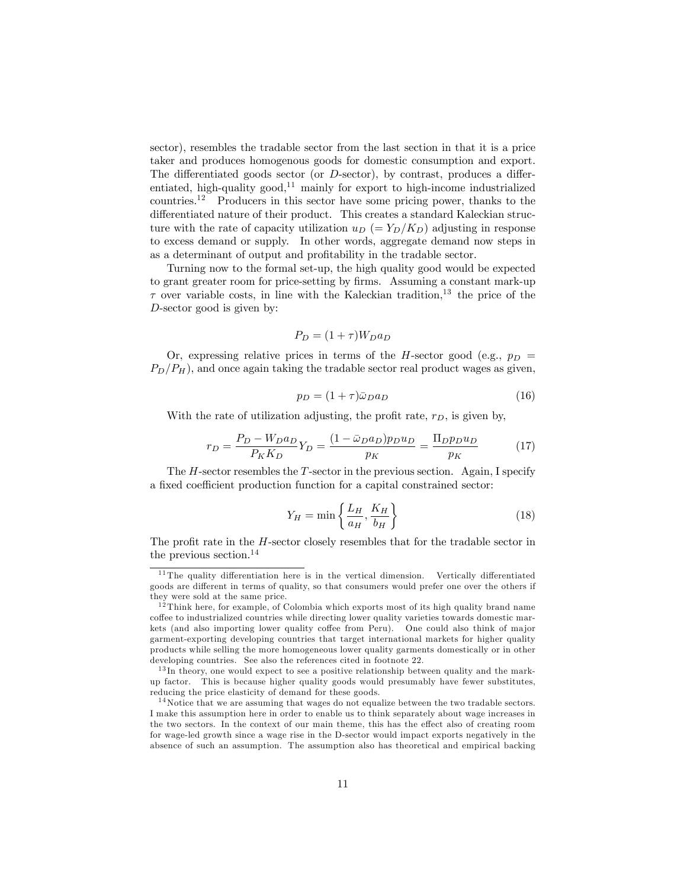sector), resembles the tradable sector from the last section in that it is a price taker and produces homogenous goods for domestic consumption and export. The differentiated goods sector (or $D$-sector), by contrast, produces a differentiated, high-quality good,[11] mainly for export to high-income industrialized countries.[12] Producers in this sector have some pricing power, thanks to the differentiated nature of their product. This creates a standard Kaleckian structure with the rate of capacity utilization $u_D$ $(= Y_D/K_D)$ adjusting in response to excess demand or supply. In other words, aggregate demand now steps in as a determinant of output and profitability in the tradable sector.

Turning now to the formal set-up, the high quality good would be expected to grant greater room for price-setting by firms. Assuming a constant mark-up $\tau$ over variable costs, in line with the Kaleckian tradition,[13] the price of the $D$-sector good is given by:

$$P_D = (1 + \tau)W_D a_D$$

Or, expressing relative prices in terms of the $H$-sector good (e.g., $p_D = P_D/P_H$), and once again taking the tradable sector real product wages as given,

$$p_D = (1 + \tau)\bar{\omega}_D a_D \tag{16}$$

With the rate of utilization adjusting, the profit rate, $r_D$, is given by,

$$r_D = \frac{P_D - W_D a_D}{P_K K_D} Y_D = \frac{(1 - \bar{\omega}_D a_D) p_D u_D}{p_K} = \frac{\Pi_D p_D u_D}{p_K} \tag{17}$$

The $H$-sector resembles the $T$-sector in the previous section. Again, I specify a fixed coefficient production function for a capital constrained sector:

$$Y_H = \min\left\{\frac{L_H}{a_H}, \frac{K_H}{b_H}\right\} \tag{18}$$

The profit rate in the $H$-sector closely resembles that for the tradable sector in the previous section.[14]

---

[11] The quality differentiation here is in the vertical dimension. Vertically differentiated goods are different in terms of quality, so that consumers would prefer one over the others if they were sold at the same price.

[12] Think here, for example, of Colombia which exports most of its high quality brand name coffee to industrialized countries while directing lower quality varieties towards domestic markets (and also importing lower quality coffee from Peru). One could also think of major garment-exporting developing countries that target international markets for higher quality products while selling the more homogeneous lower quality garments domestically or in other developing countries. See also the references cited in footnote 22.

[13] In theory, one would expect to see a positive relationship between quality and the markup factor. This is because higher quality goods would presumably have fewer substitutes, reducing the price elasticity of demand for these goods.

[14] Notice that we are assuming that wages do not equalize between the two tradable sectors. I make this assumption here in order to enable us to think separately about wage increases in the two sectors. In the context of our main theme, this has the effect also of creating room for wage-led growth since a wage rise in the D-sector would impact exports negatively in the absence of such an assumption. The assumption also has theoretical and empirical backing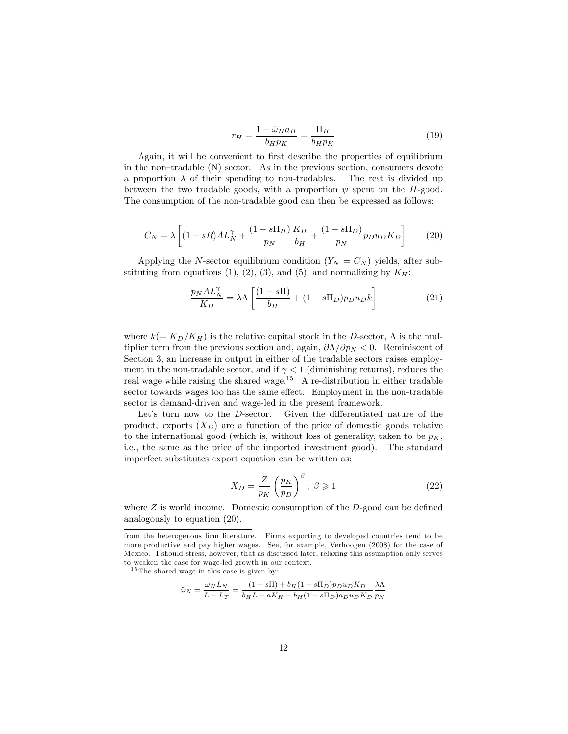$$r_H = \frac{1 - \bar{\omega}_H a_H}{b_H p_K} = \frac{\Pi_H}{b_H p_K} \tag{19}$$

Again, it will be convenient to first describe the properties of equilibrium in the non–tradable (N) sector. As in the previous section, consumers devote a proportion $\lambda$ of their spending to non-tradables. The rest is divided up between the two tradable goods, with a proportion $\psi$ spent on the $H$-good. The consumption of the non-tradable good can then be expressed as follows:

$$C_N = \lambda \left[ (1 - sR) A L_N^{\gamma} + \frac{(1 - s\Pi_H)}{p_N} \frac{K_H}{b_H} + \frac{(1 - s\Pi_D)}{p_N} p_D u_D K_D \right] \tag{20}$$

Applying the $N$-sector equilibrium condition ($Y_N = C_N$) yields, after substituting from equations (1), (2), (3), and (5), and normalizing by $K_H$:

$$\frac{p_N A L_N^{\gamma}}{K_H} = \lambda \Lambda \left[ \frac{(1 - s\Pi)}{b_H} + (1 - s\Pi_D) p_D u_D k \right] \tag{21}$$

where $k(= K_D/K_H)$ is the relative capital stock in the $D$-sector, $\Lambda$ is the multiplier term from the previous section and, again, $\partial \Lambda / \partial p_N < 0$. Reminiscent of Section 3, an increase in output in either of the tradable sectors raises employment in the non-tradable sector, and if $\gamma < 1$ (diminishing returns), reduces the real wage while raising the shared wage.[15] A re-distribution in either tradable sector towards wages too has the same effect. Employment in the non-tradable sector is demand-driven and wage-led in the present framework.

Let's turn now to the $D$-sector. Given the differentiated nature of the product, exports ($X_D$) are a function of the price of domestic goods relative to the international good (which is, without loss of generality, taken to be $p_K$, i.e., the same as the price of the imported investment good). The standard imperfect substitutes export equation can be written as:

$$X_D = \frac{Z}{p_K} \left( \frac{p_K}{p_D} \right)^{\beta} ; \ \beta \gtrless 1 \tag{22}$$

where $Z$ is world income. Domestic consumption of the $D$-good can be defined analogously to equation (20).

---

from the heterogenous firm literature. Firms exporting to developed countries tend to be more productive and pay higher wages. See, for example, Verhoogen (2008) for the case of Mexico. I should stress, however, that as discussed later, relaxing this assumption only serves to weaken the case for wage-led growth in our context.

[15] The shared wage in this case is given by:

$$\tilde{\omega}_N = \frac{\omega_N L_N}{L - L_T} = \frac{(1 - s\Pi) + b_H (1 - s\Pi_D) p_D u_D K_D}{b_H L - a K_H - b_H (1 - s\Pi_D) a_D u_D K_D} \frac{\lambda \Lambda}{p_N}$$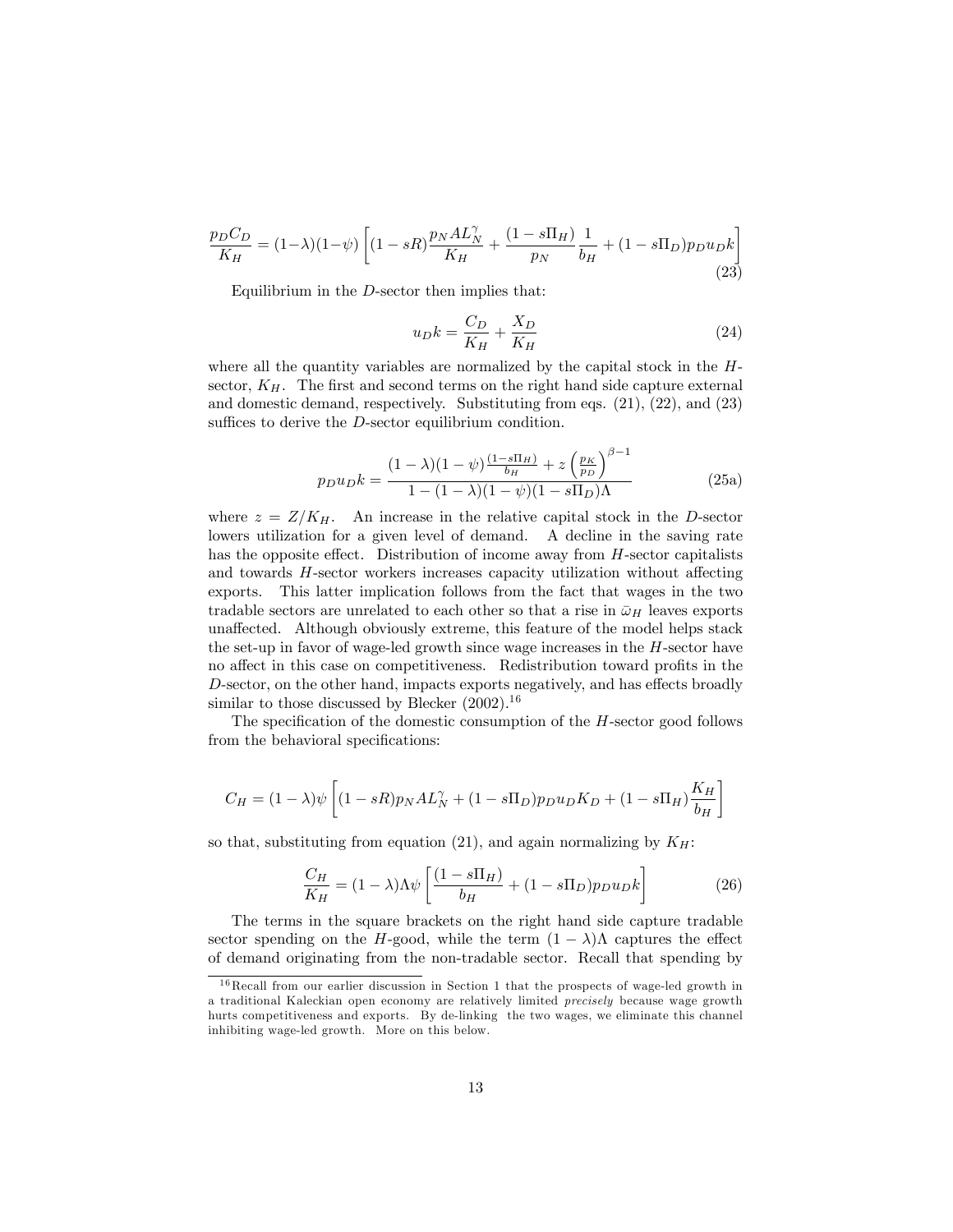$$\frac{p_D C_D}{K_H} = (1-\lambda)(1-\psi)\left[(1-sR)\frac{p_N A L_N^{\gamma}}{K_H} + \frac{(1-s\Pi_H)}{p_N}\frac{1}{b_H} + (1-s\Pi_D)p_D u_D k\right] \tag{23}$$

Equilibrium in the $D$-sector then implies that:

$$u_D k = \frac{C_D}{K_H} + \frac{X_D}{K_H} \tag{24}$$

where all the quantity variables are normalized by the capital stock in the $H$-sector, $K_H$. The first and second terms on the right hand side capture external and domestic demand, respectively. Substituting from eqs. (21), (22), and (23) suffices to derive the $D$-sector equilibrium condition.

$$p_D u_D k = \frac{(1-\lambda)(1-\psi)\frac{(1-s\Pi_H)}{b_H} + z\left(\frac{p_K}{p_D}\right)^{\beta-1}}{1-(1-\lambda)(1-\psi)(1-s\Pi_D)\Lambda} \tag{25a}$$

where $z = Z/K_H$. An increase in the relative capital stock in the $D$-sector lowers utilization for a given level of demand. A decline in the saving rate has the opposite effect. Distribution of income away from $H$-sector capitalists and towards $H$-sector workers increases capacity utilization without affecting exports. This latter implication follows from the fact that wages in the two tradable sectors are unrelated to each other so that a rise in $\bar{\omega}_H$ leaves exports unaffected. Although obviously extreme, this feature of the model helps stack the set-up in favor of wage-led growth since wage increases in the $H$-sector have no affect in this case on competitiveness. Redistribution toward profits in the $D$-sector, on the other hand, impacts exports negatively, and has effects broadly similar to those discussed by Blecker (2002).[16]

The specification of the domestic consumption of the $H$-sector good follows from the behavioral specifications:

$$C_H = (1-\lambda)\psi\left[(1-sR)p_N A L_N^{\gamma} + (1-s\Pi_D)p_D u_D K_D + (1-s\Pi_H)\frac{K_H}{b_H}\right]$$

so that, substituting from equation (21), and again normalizing by $K_H$:

$$\frac{C_H}{K_H} = (1-\lambda)\Lambda\psi\left[\frac{(1-s\Pi_H)}{b_H} + (1-s\Pi_D)p_D u_D k\right] \tag{26}$$

The terms in the square brackets on the right hand side capture tradable sector spending on the $H$-good, while the term $(1-\lambda)\Lambda$ captures the effect of demand originating from the non-tradable sector. Recall that spending by

---

[16] Recall from our earlier discussion in Section 1 that the prospects of wage-led growth in a traditional Kaleckian open economy are relatively limited *precisely* because wage growth hurts competitiveness and exports. By de-linking the two wages, we eliminate this channel inhibiting wage-led growth. More on this below.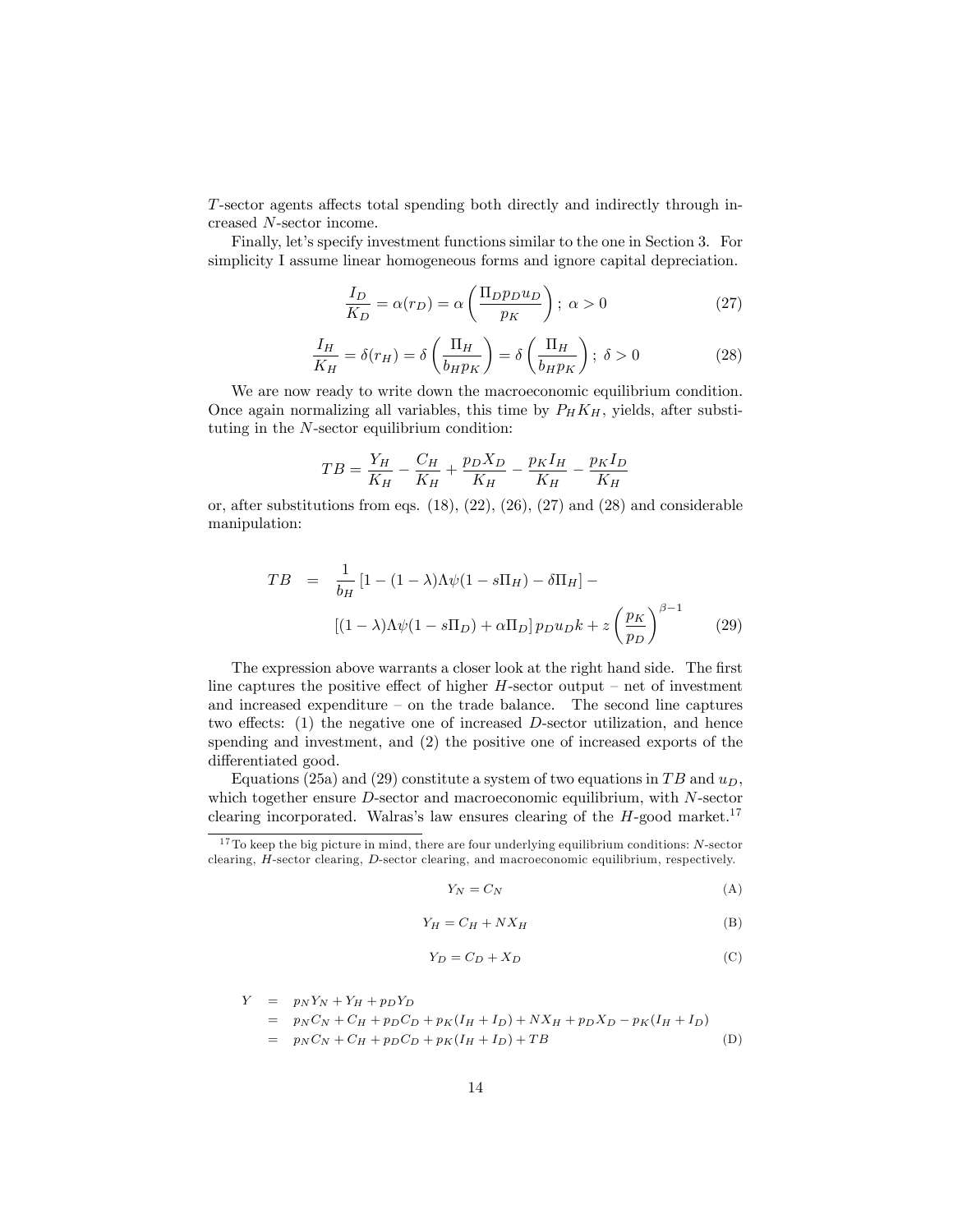$T$-sector agents affects total spending both directly and indirectly through increased $N$-sector income.

Finally, let's specify investment functions similar to the one in Section 3. For simplicity I assume linear homogeneous forms and ignore capital depreciation.

$$\frac{I_D}{K_D} = \alpha(r_D) = \alpha\left(\frac{\Pi_D p_D u_D}{p_K}\right);\ \alpha > 0 \tag{27}$$

$$\frac{I_H}{K_H} = \delta(r_H) = \delta\left(\frac{\Pi_H}{b_H p_K}\right) = \delta\left(\frac{\Pi_H}{b_H p_K}\right);\ \delta > 0 \tag{28}$$

We are now ready to write down the macroeconomic equilibrium condition. Once again normalizing all variables, this time by $P_H K_H$, yields, after substituting in the $N$-sector equilibrium condition:

$$TB = \frac{Y_H}{K_H} - \frac{C_H}{K_H} + \frac{p_D X_D}{K_H} - \frac{p_K I_H}{K_H} - \frac{p_K I_D}{K_H}$$

or, after substitutions from eqs. (18), (22), (26), (27) and (28) and considerable manipulation:

$$\begin{aligned} TB \quad = \quad & \frac{1}{b_H}\left[1 - (1-\lambda)\Lambda\psi(1 - s\Pi_H) - \delta\Pi_H\right] - \\ & \left[(1-\lambda)\Lambda\psi(1 - s\Pi_D) + \alpha\Pi_D\right] p_D u_D k + z\left(\frac{p_K}{p_D}\right)^{\beta - 1} \end{aligned} \tag{29}$$

The expression above warrants a closer look at the right hand side. The first line captures the positive effect of higher $H$-sector output – net of investment and increased expenditure – on the trade balance. The second line captures two effects: (1) the negative one of increased $D$-sector utilization, and hence spending and investment, and (2) the positive one of increased exports of the differentiated good.

Equations (25a) and (29) constitute a system of two equations in $TB$ and $u_D$, which together ensure $D$-sector and macroeconomic equilibrium, with $N$-sector clearing incorporated. Walras's law ensures clearing of the $H$-good market.[17]

[17] To keep the big picture in mind, there are four underlying equilibrium conditions: $N$-sector clearing, $H$-sector clearing, $D$-sector clearing, and macroeconomic equilibrium, respectively.

$$Y_N = C_N \tag{A}$$

$$Y_H = C_H + NX_H \tag{B}$$

$$Y_D = C_D + X_D \tag{C}$$

$$\begin{aligned} Y \quad &= \quad p_N Y_N + Y_H + p_D Y_D \\ &= \quad p_N C_N + C_H + p_D C_D + p_K(I_H + I_D) + NX_H + p_D X_D - p_K(I_H + I_D) \\ &= \quad p_N C_N + C_H + p_D C_D + p_K(I_H + I_D) + TB \end{aligned} \tag{D}$$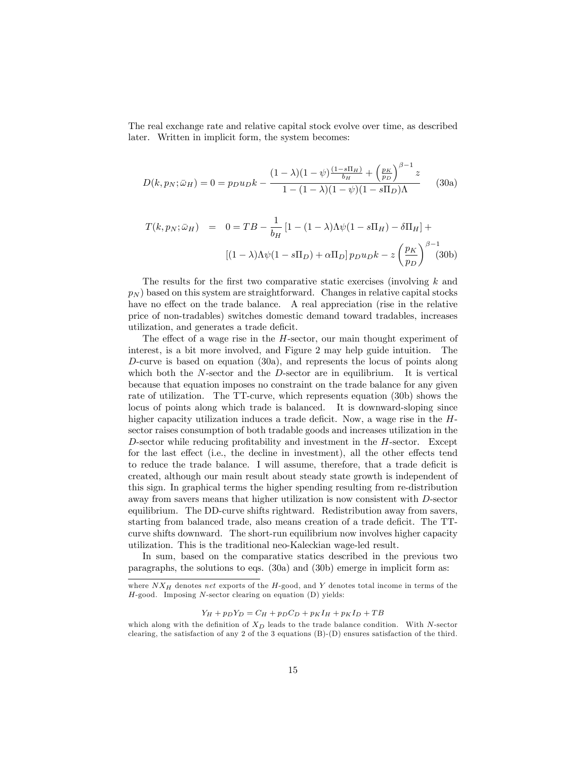The real exchange rate and relative capital stock evolve over time, as described later. Written in implicit form, the system becomes:

$$D(k, p_N; \bar{\omega}_H) = 0 = p_D u_D k - \frac{(1-\lambda)(1-\psi)\frac{(1-s\Pi_H)}{b_H} + \left(\frac{p_K}{p_D}\right)^{\beta-1} z}{1-(1-\lambda)(1-\psi)(1-s\Pi_D)\Lambda} \tag{30a}$$

$$\begin{aligned} T(k, p_N; \bar{\omega}_H) \quad = \quad & 0 = TB - \frac{1}{b_H}\left[1-(1-\lambda)\Lambda\psi(1-s\Pi_H) - \delta\Pi_H\right] + \\ & \left[(1-\lambda)\Lambda\psi(1-s\Pi_D) + \alpha\Pi_D\right] p_D u_D k - z\left(\frac{p_K}{p_D}\right)^{\beta-1} \end{aligned} \tag{30b}$$

The results for the first two comparative static exercises (involving $k$ and $p_N$) based on this system are straightforward. Changes in relative capital stocks have no effect on the trade balance. A real appreciation (rise in the relative price of non-tradables) switches domestic demand toward tradables, increases utilization, and generates a trade deficit.

The effect of a wage rise in the $H$-sector, our main thought experiment of interest, is a bit more involved, and Figure 2 may help guide intuition. The $D$-curve is based on equation (30a), and represents the locus of points along which both the $N$-sector and the $D$-sector are in equilibrium. It is vertical because that equation imposes no constraint on the trade balance for any given rate of utilization. The TT-curve, which represents equation (30b) shows the locus of points along which trade is balanced. It is downward-sloping since higher capacity utilization induces a trade deficit. Now, a wage rise in the $H$-sector raises consumption of both tradable goods and increases utilization in the $D$-sector while reducing profitability and investment in the $H$-sector. Except for the last effect (i.e., the decline in investment), all the other effects tend to reduce the trade balance. I will assume, therefore, that a trade deficit is created, although our main result about steady state growth is independent of this sign. In graphical terms the higher spending resulting from re-distribution away from savers means that higher utilization is now consistent with $D$-sector equilibrium. The DD-curve shifts rightward. Redistribution away from savers, starting from balanced trade, also means creation of a trade deficit. The TT-curve shifts downward. The short-run equilibrium now involves higher capacity utilization. This is the traditional neo-Kaleckian wage-led result.

In sum, based on the comparative statics described in the previous two paragraphs, the solutions to eqs. (30a) and (30b) emerge in implicit form as:

where $NX_H$ denotes *net* exports of the $H$-good, and $Y$ denotes total income in terms of the $H$-good. Imposing $N$-sector clearing on equation (D) yields:

$$Y_H + p_D Y_D = C_H + p_D C_D + p_K I_H + p_K I_D + TB$$

which along with the definition of $X_D$ leads to the trade balance condition. With $N$-sector clearing, the satisfaction of any 2 of the 3 equations (B)-(D) ensures satisfaction of the third.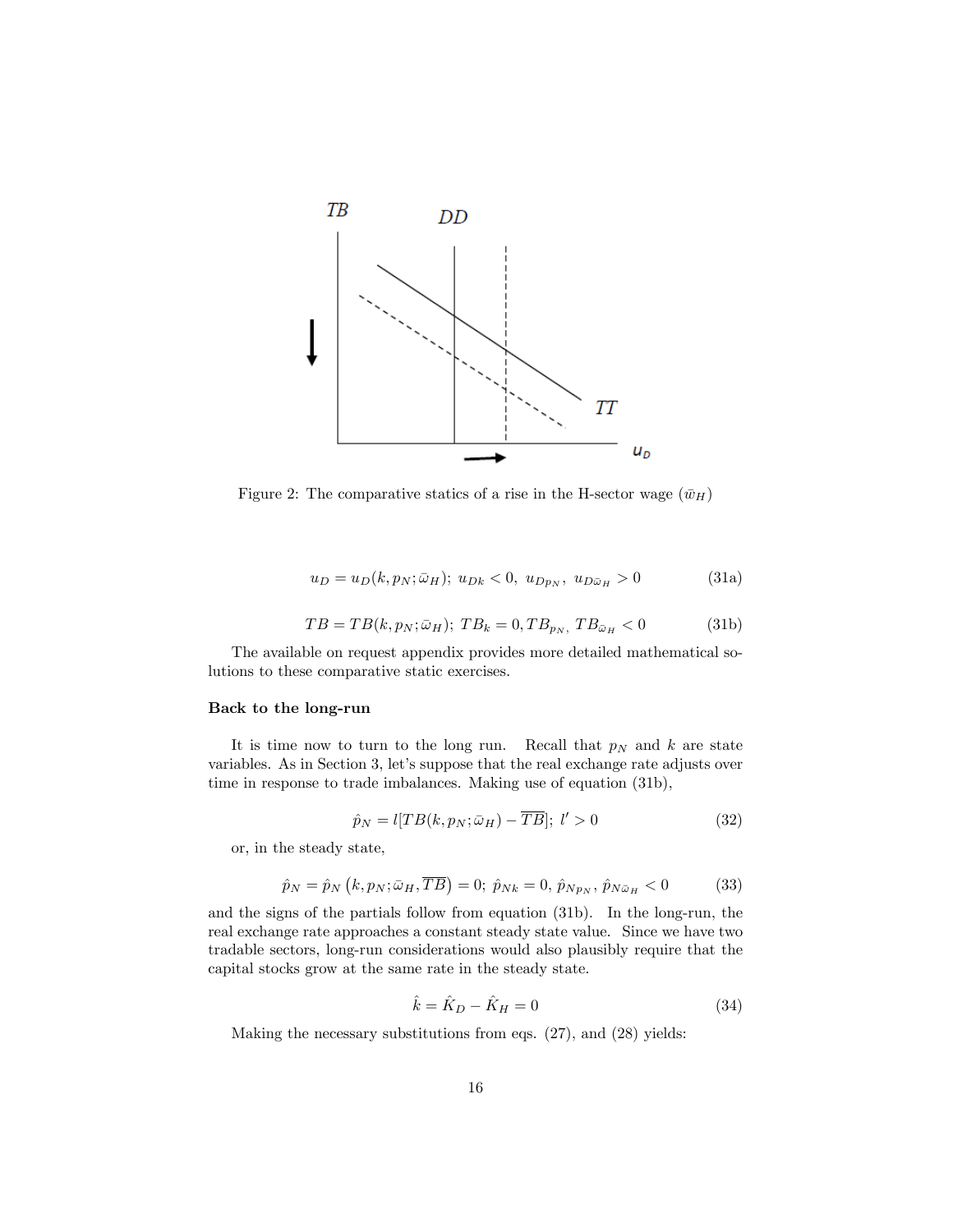Figure 2: The comparative statics of a rise in the H-sector wage ($\bar{\omega}_H$)

$$u_D = u_D(k, p_N; \bar{\omega}_H);\; u_{Dk} < 0,\; u_{Dp_N},\; u_{D\bar{\omega}_H} > 0 \tag{31a}$$

$$TB = TB(k, p_N; \bar{\omega}_H);\; TB_k = 0, TB_{p_N},\; TB_{\bar{\omega}_H} < 0 \tag{31b}$$

The available on request appendix provides more detailed mathematical solutions to these comparative static exercises.

**Back to the long-run**

It is time now to turn to the long run. Recall that $p_N$ and $k$ are state variables. As in Section 3, let's suppose that the real exchange rate adjusts over time in response to trade imbalances. Making use of equation (31b),

$$\hat{p}_N = l[TB(k, p_N; \bar{\omega}_H) - \overline{TB}];\; l' > 0 \tag{32}$$

or, in the steady state,

$$\hat{p}_N = \hat{p}_N\left(k, p_N; \bar{\omega}_H, \overline{TB}\right) = 0;\; \hat{p}_{Nk} = 0,\; \hat{p}_{Np_N},\; \hat{p}_{N\bar{\omega}_H} < 0 \tag{33}$$

and the signs of the partials follow from equation (31b). In the long-run, the real exchange rate approaches a constant steady state value. Since we have two tradable sectors, long-run considerations would also plausibly require that the capital stocks grow at the same rate in the steady state.

$$\hat{k} = \hat{K}_D - \hat{K}_H = 0 \tag{34}$$

Making the necessary substitutions from eqs. (27), and (28) yields: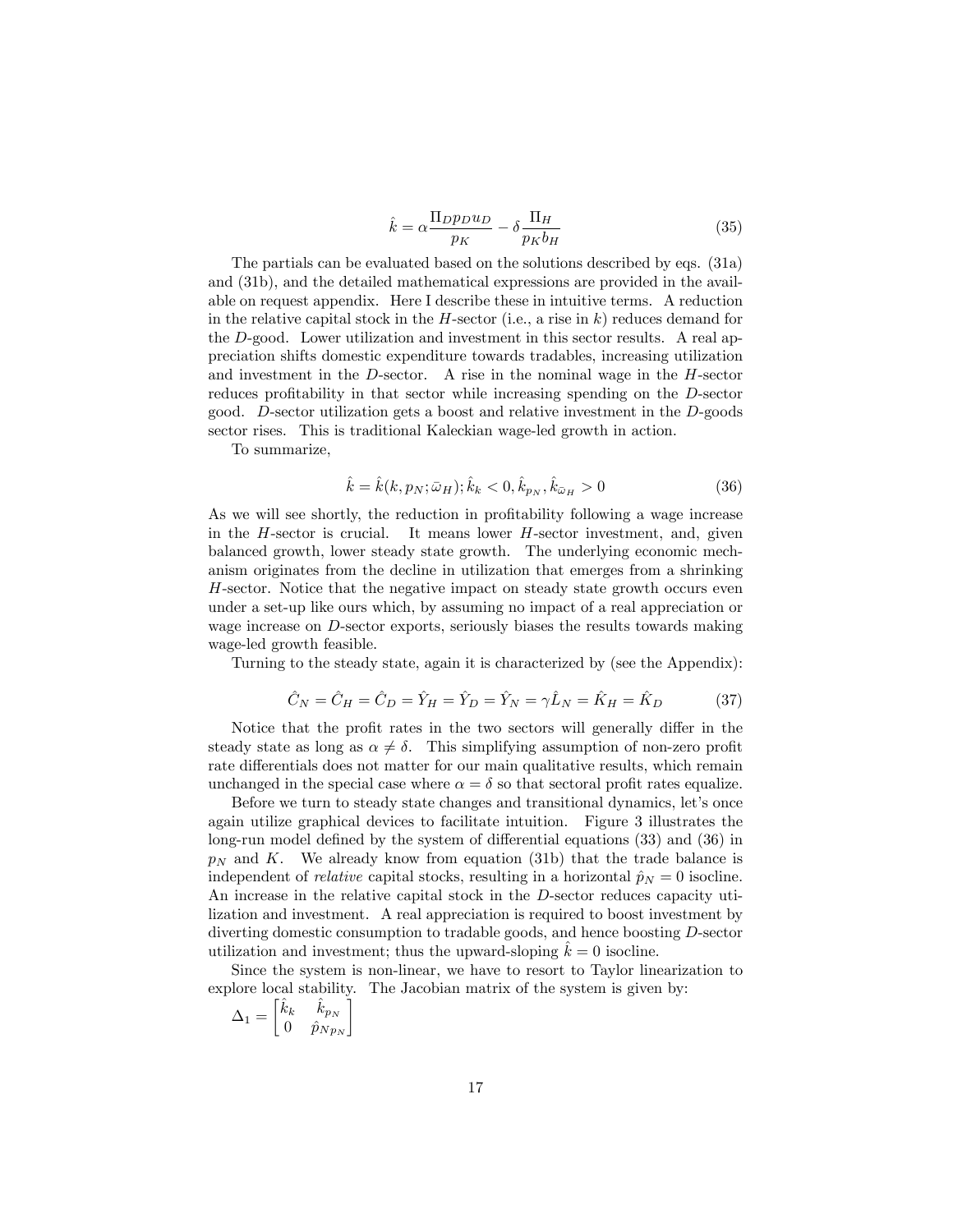$$\hat{k} = \alpha \frac{\Pi_D p_D u_D}{p_K} - \delta \frac{\Pi_H}{p_K b_H} \tag{35}$$

The partials can be evaluated based on the solutions described by eqs. (31a) and (31b), and the detailed mathematical expressions are provided in the available on request appendix. Here I describe these in intuitive terms. A reduction in the relative capital stock in the $H$-sector (i.e., a rise in $k$) reduces demand for the $D$-good. Lower utilization and investment in this sector results. A real appreciation shifts domestic expenditure towards tradables, increasing utilization and investment in the $D$-sector. A rise in the nominal wage in the $H$-sector reduces profitability in that sector while increasing spending on the $D$-sector good. $D$-sector utilization gets a boost and relative investment in the $D$-goods sector rises. This is traditional Kaleckian wage-led growth in action.

To summarize,

$$\hat{k} = \hat{k}(k, p_N; \bar{\omega}_H); \hat{k}_k < 0, \hat{k}_{p_N}, \hat{k}_{\bar{\omega}_H} > 0 \tag{36}$$

As we will see shortly, the reduction in profitability following a wage increase in the $H$-sector is crucial. It means lower $H$-sector investment, and, given balanced growth, lower steady state growth. The underlying economic mechanism originates from the decline in utilization that emerges from a shrinking $H$-sector. Notice that the negative impact on steady state growth occurs even under a set-up like ours which, by assuming no impact of a real appreciation or wage increase on $D$-sector exports, seriously biases the results towards making wage-led growth feasible.

Turning to the steady state, again it is characterized by (see the Appendix):

$$\hat{C}_N = \hat{C}_H = \hat{C}_D = \hat{Y}_H = \hat{Y}_D = \hat{Y}_N = \gamma \hat{L}_N = \hat{K}_H = \hat{K}_D \tag{37}$$

Notice that the profit rates in the two sectors will generally differ in the steady state as long as $\alpha \neq \delta$. This simplifying assumption of non-zero profit rate differentials does not matter for our main qualitative results, which remain unchanged in the special case where $\alpha = \delta$ so that sectoral profit rates equalize.

Before we turn to steady state changes and transitional dynamics, let's once again utilize graphical devices to facilitate intuition. Figure 3 illustrates the long-run model defined by the system of differential equations (33) and (36) in $p_N$ and $K$. We already know from equation (31b) that the trade balance is independent of *relative* capital stocks, resulting in a horizontal $\hat{p}_N = 0$ isocline. An increase in the relative capital stock in the $D$-sector reduces capacity utilization and investment. A real appreciation is required to boost investment by diverting domestic consumption to tradable goods, and hence boosting $D$-sector utilization and investment; thus the upward-sloping $\hat{k} = 0$ isocline.

Since the system is non-linear, we have to resort to Taylor linearization to explore local stability. The Jacobian matrix of the system is given by:

$$\Delta_1 = \begin{bmatrix} \hat{k}_k & \hat{k}_{p_N} \\ 0 & \hat{p}_{N p_N} \end{bmatrix}$$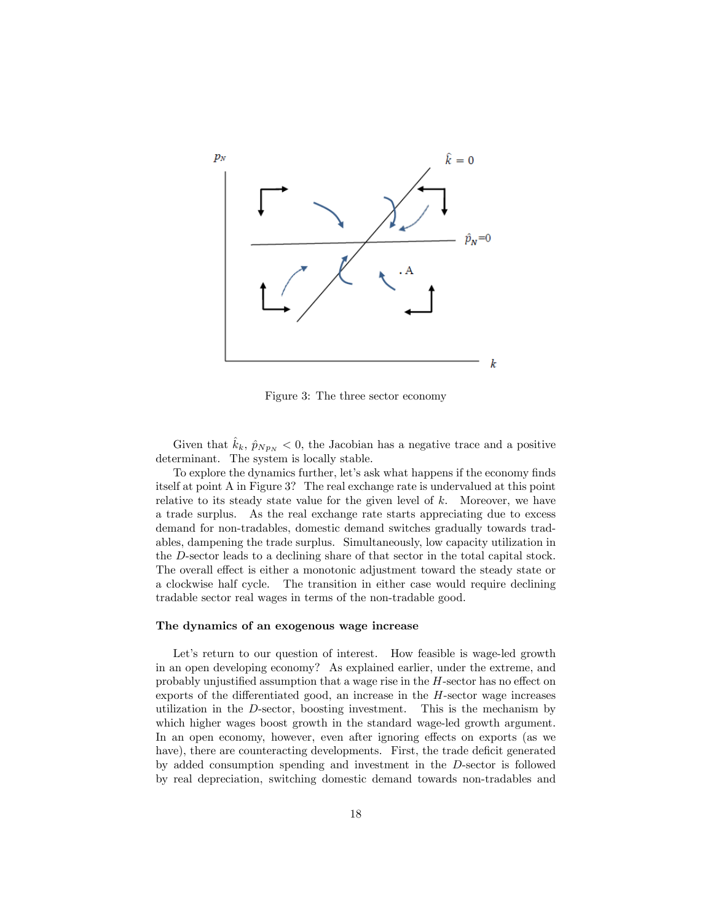Figure 3: The three sector economy

Given that $\hat{k}_k$, $\hat{p}_{Np_N} < 0$, the Jacobian has a negative trace and a positive determinant. The system is locally stable.

To explore the dynamics further, let's ask what happens if the economy finds itself at point A in Figure 3? The real exchange rate is undervalued at this point relative to its steady state value for the given level of $k$. Moreover, we have a trade surplus. As the real exchange rate starts appreciating due to excess demand for non-tradables, domestic demand switches gradually towards tradables, dampening the trade surplus. Simultaneously, low capacity utilization in the $D$-sector leads to a declining share of that sector in the total capital stock. The overall effect is either a monotonic adjustment toward the steady state or a clockwise half cycle. The transition in either case would require declining tradable sector real wages in terms of the non-tradable good.

**The dynamics of an exogenous wage increase**

Let's return to our question of interest. How feasible is wage-led growth in an open developing economy? As explained earlier, under the extreme, and probably unjustified assumption that a wage rise in the $H$-sector has no effect on exports of the differentiated good, an increase in the $H$-sector wage increases utilization in the $D$-sector, boosting investment. This is the mechanism by which higher wages boost growth in the standard wage-led growth argument. In an open economy, however, even after ignoring effects on exports (as we have), there are counteracting developments. First, the trade deficit generated by added consumption spending and investment in the $D$-sector is followed by real depreciation, switching domestic demand towards non-tradables and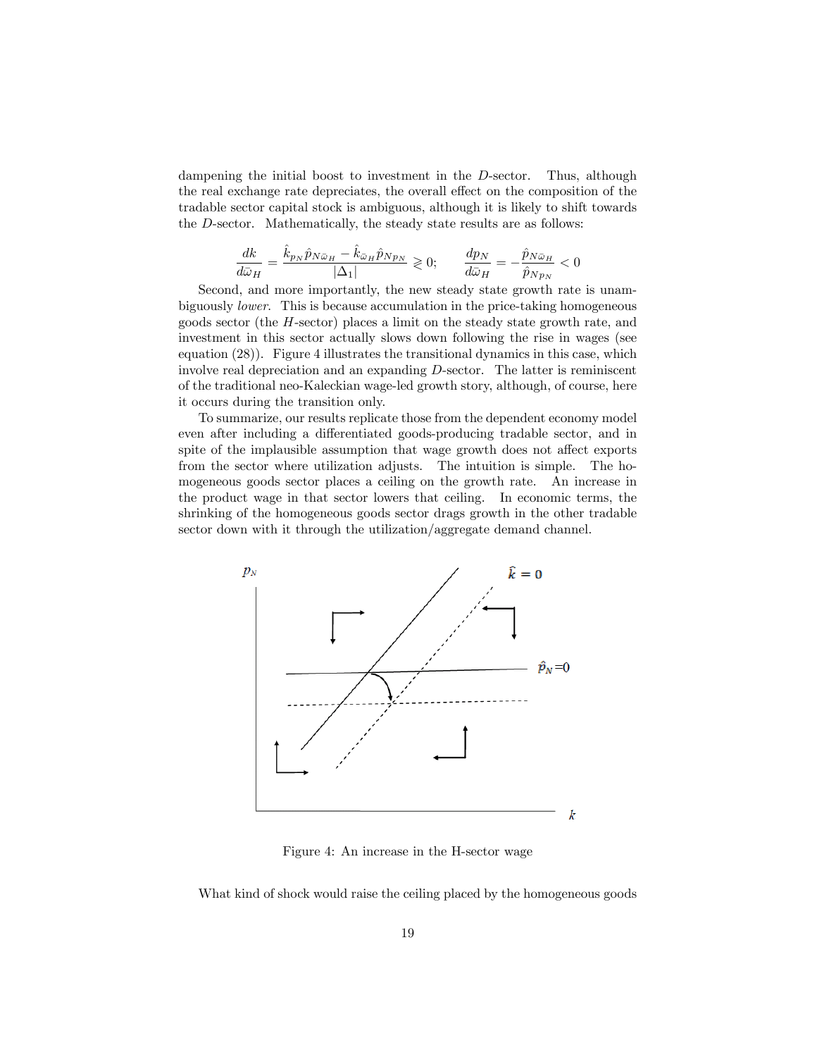dampening the initial boost to investment in the $D$-sector. Thus, although the real exchange rate depreciates, the overall effect on the composition of the tradable sector capital stock is ambiguous, although it is likely to shift towards the $D$-sector. Mathematically, the steady state results are as follows:

$$\frac{dk}{d\bar{\omega}_H} = \frac{\hat{k}_{p_N}\hat{p}_{N\bar{\omega}_H} - \hat{k}_{\bar{\omega}_H}\hat{p}_{Np_N}}{|\Delta_1|} \gtrless 0; \qquad \frac{dp_N}{d\bar{\omega}_H} = -\frac{\hat{p}_{N\bar{\omega}_H}}{\hat{p}_{Np_N}} < 0$$

Second, and more importantly, the new steady state growth rate is unambiguously *lower*. This is because accumulation in the price-taking homogeneous goods sector (the $H$-sector) places a limit on the steady state growth rate, and investment in this sector actually slows down following the rise in wages (see equation (28)). Figure 4 illustrates the transitional dynamics in this case, which involve real depreciation and an expanding $D$-sector. The latter is reminiscent of the traditional neo-Kaleckian wage-led growth story, although, of course, here it occurs during the transition only.

To summarize, our results replicate those from the dependent economy model even after including a differentiated goods-producing tradable sector, and in spite of the implausible assumption that wage growth does not affect exports from the sector where utilization adjusts. The intuition is simple. The homogeneous goods sector places a ceiling on the growth rate. An increase in the product wage in that sector lowers that ceiling. In economic terms, the shrinking of the homogeneous goods sector drags growth in the other tradable sector down with it through the utilization/aggregate demand channel.

Figure 4: An increase in the H-sector wage

What kind of shock would raise the ceiling placed by the homogeneous goods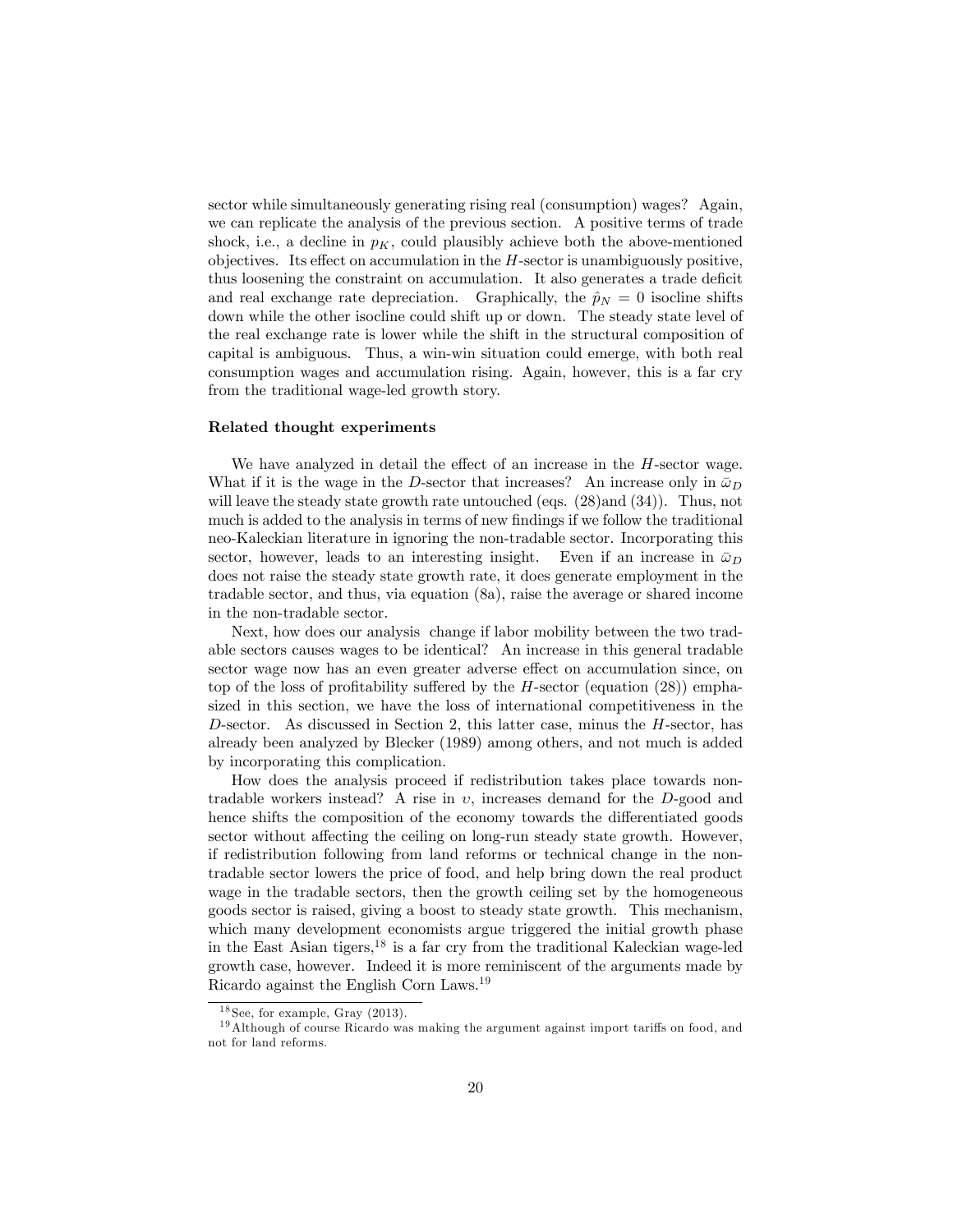sector while simultaneously generating rising real (consumption) wages? Again, we can replicate the analysis of the previous section. A positive terms of trade shock, i.e., a decline in $p_K$, could plausibly achieve both the above-mentioned objectives. Its effect on accumulation in the $H$-sector is unambiguously positive, thus loosening the constraint on accumulation. It also generates a trade deficit and real exchange rate depreciation. Graphically, the $\hat{p}_N = 0$ isocline shifts down while the other isocline could shift up or down. The steady state level of the real exchange rate is lower while the shift in the structural composition of capital is ambiguous. Thus, a win-win situation could emerge, with both real consumption wages and accumulation rising. Again, however, this is a far cry from the traditional wage-led growth story.

**Related thought experiments**

We have analyzed in detail the effect of an increase in the $H$-sector wage. What if it is the wage in the $D$-sector that increases? An increase only in $\bar{\omega}_D$ will leave the steady state growth rate untouched (eqs. (28)and (34)). Thus, not much is added to the analysis in terms of new findings if we follow the traditional neo-Kaleckian literature in ignoring the non-tradable sector. Incorporating this sector, however, leads to an interesting insight. Even if an increase in $\bar{\omega}_D$ does not raise the steady state growth rate, it does generate employment in the tradable sector, and thus, via equation (8a), raise the average or shared income in the non-tradable sector.

Next, how does our analysis change if labor mobility between the two tradable sectors causes wages to be identical? An increase in this general tradable sector wage now has an even greater adverse effect on accumulation since, on top of the loss of profitability suffered by the $H$-sector (equation (28)) emphasized in this section, we have the loss of international competitiveness in the $D$-sector. As discussed in Section 2, this latter case, minus the $H$-sector, has already been analyzed by Blecker (1989) among others, and not much is added by incorporating this complication.

How does the analysis proceed if redistribution takes place towards non-tradable workers instead? A rise in $\upsilon$, increases demand for the $D$-good and hence shifts the composition of the economy towards the differentiated goods sector without affecting the ceiling on long-run steady state growth. However, if redistribution following from land reforms or technical change in the non-tradable sector lowers the price of food, and help bring down the real product wage in the tradable sectors, then the growth ceiling set by the homogeneous goods sector is raised, giving a boost to steady state growth. This mechanism, which many development economists argue triggered the initial growth phase in the East Asian tigers,[18] is a far cry from the traditional Kaleckian wage-led growth case, however. Indeed it is more reminiscent of the arguments made by Ricardo against the English Corn Laws.[19]

[18] See, for example, Gray (2013).

[19] Although of course Ricardo was making the argument against import tariffs on food, and not for land reforms.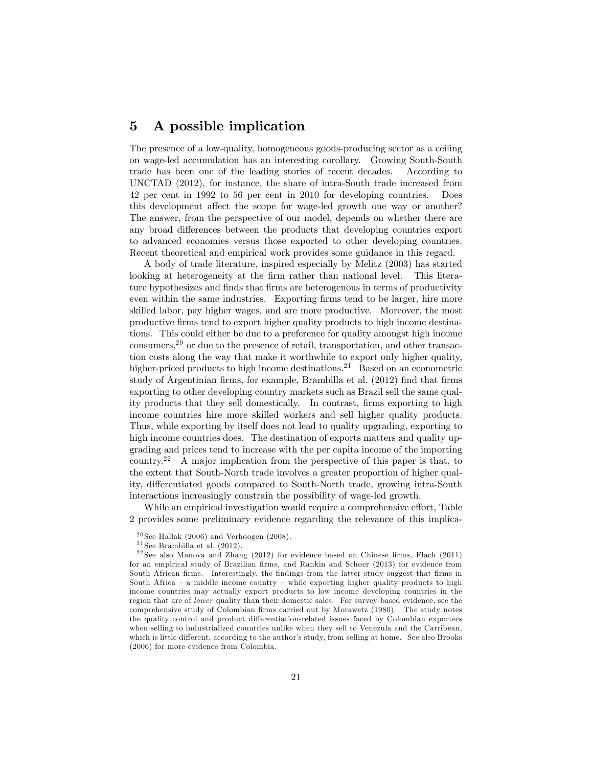## 5 A possible implication

The presence of a low-quality, homogeneous goods-producing sector as a ceiling on wage-led accumulation has an interesting corollary. Growing South-South trade has been one of the leading stories of recent decades. According to UNCTAD (2012), for instance, the share of intra-South trade increased from 42 per cent in 1992 to 56 per cent in 2010 for developing countries. Does this development affect the scope for wage-led growth one way or another? The answer, from the perspective of our model, depends on whether there are any broad differences between the products that developing countries export to advanced economies versus those exported to other developing countries. Recent theoretical and empirical work provides some guidance in this regard.

A body of trade literature, inspired especially by Melitz (2003) has started looking at heterogeneity at the firm rather than national level. This literature hypothesizes and finds that firms are heterogenous in terms of productivity even within the same industries. Exporting firms tend to be larger, hire more skilled labor, pay higher wages, and are more productive. Moreover, the most productive firms tend to export higher quality products to high income destinations. This could either be due to a preference for quality amongst high income consumers,[20] or due to the presence of retail, transportation, and other transaction costs along the way that make it worthwhile to export only higher quality, higher-priced products to high income destinations.[21] Based on an econometric study of Argentinian firms, for example, Brambilla et al. (2012) find that firms exporting to other developing country markets such as Brazil sell the same quality products that they sell domestically. In contrast, firms exporting to high income countries hire more skilled workers and sell higher quality products. Thus, while exporting by itself does not lead to quality upgrading, exporting to high income countries does. The destination of exports matters and quality upgrading and prices tend to increase with the per capita income of the importing country.[22] A major implication from the perspective of this paper is that, to the extent that South-North trade involves a greater proportion of higher quality, differentiated goods compared to South-North trade, growing intra-South interactions increasingly constrain the possibility of wage-led growth.

While an empirical investigation would require a comprehensive effort, Table 2 provides some preliminary evidence regarding the relevance of this implica-

[20] See Hallak (2006) and Verhoogen (2008).

[21] See Brambilla et al. (2012).

[22] See also Manova and Zhang (2012) for evidence based on Chinese firms, Flach (2011) for an empirical study of Brazilian firms, and Rankin and Schoer (2013) for evidence from South African firms. Interestingly, the findings from the latter study suggest that firms in South Africa – a middle income country – while exporting higher quality products to high income countries may actually export products to low income developing countries in the region that are of *lower* quality than their domestic sales. For survey-based evidence, see the comprehensive study of Colombian firms carried out by Morawetz (1980). The study notes the quality control and product differentiation-related issues faced by Colombian exporters when selling to industrialized countries unlike when they sell to Venezula and the Carribean, which is little different, according to the author's study, from selling at home. See also Brooks (2006) for more evidence from Colombia.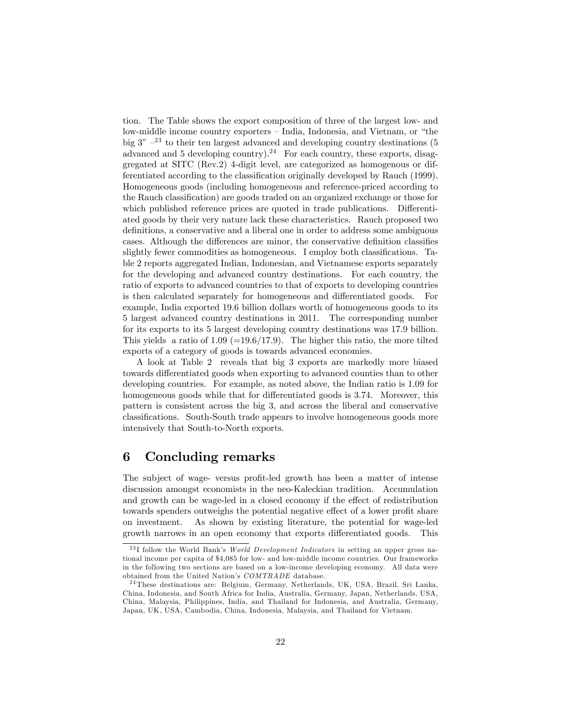tion. The Table shows the export composition of three of the largest low- and low-middle income country exporters – India, Indonesia, and Vietnam, or "the big 3" –[23] to their ten largest advanced and developing country destinations (5 advanced and 5 developing country).[24] For each country, these exports, disaggregated at SITC (Rev.2) 4-digit level, are categorized as homogenous or differentiated according to the classification originally developed by Rauch (1999). Homogeneous goods (including homogeneous and reference-priced according to the Rauch classification) are goods traded on an organized exchange or those for which published reference prices are quoted in trade publications. Differentiated goods by their very nature lack these characteristics. Rauch proposed two definitions, a conservative and a liberal one in order to address some ambiguous cases. Although the differences are minor, the conservative definition classifies slightly fewer commodities as homogeneous. I employ both classifications. Table 2 reports aggregated Indian, Indonesian, and Vietnamese exports separately for the developing and advanced country destinations. For each country, the ratio of exports to advanced countries to that of exports to developing countries is then calculated separately for homogeneous and differentiated goods. For example, India exported 19.6 billion dollars worth of homogeneous goods to its 5 largest advanced country destinations in 2011. The corresponding number for its exports to its 5 largest developing country destinations was 17.9 billion. This yields a ratio of 1.09 (=19.6/17.9). The higher this ratio, the more tilted exports of a category of goods is towards advanced economies.

A look at Table 2 reveals that big 3 exports are markedly more biased towards differentiated goods when exporting to advanced counties than to other developing countries. For example, as noted above, the Indian ratio is 1.09 for homogeneous goods while that for differentiated goods is 3.74. Moreover, this pattern is consistent across the big 3, and across the liberal and conservative classifications. South-South trade appears to involve homogeneous goods more intensively that South-to-North exports.

# 6 Concluding remarks

The subject of wage- versus profit-led growth has been a matter of intense discussion amongst economists in the neo-Kaleckian tradition. Accumulation and growth can be wage-led in a closed economy if the effect of redistribution towards spenders outweighs the potential negative effect of a lower profit share on investment. As shown by existing literature, the potential for wage-led growth narrows in an open economy that exports differentiated goods. This

[23] I follow the World Bank's *World Development Indicators* in setting an upper gross national income per capita of $4,085 for low- and low-middle income countries. Our frameworks in the following two sections are based on a low-income developing economy. All data were obtained from the United Nation's *COMTRADE* database.

[24] These destinations are: Belgium, Germany, Netherlands, UK, USA, Brazil, Sri Lanka, China, Indonesia, and South Africa for India, Australia, Germany, Japan, Netherlands, USA, China, Malaysia, Philippines, India, and Thailand for Indonesia, and Australia, Germany, Japan, UK, USA, Cambodia, China, Indonesia, Malaysia, and Thailand for Vietnam.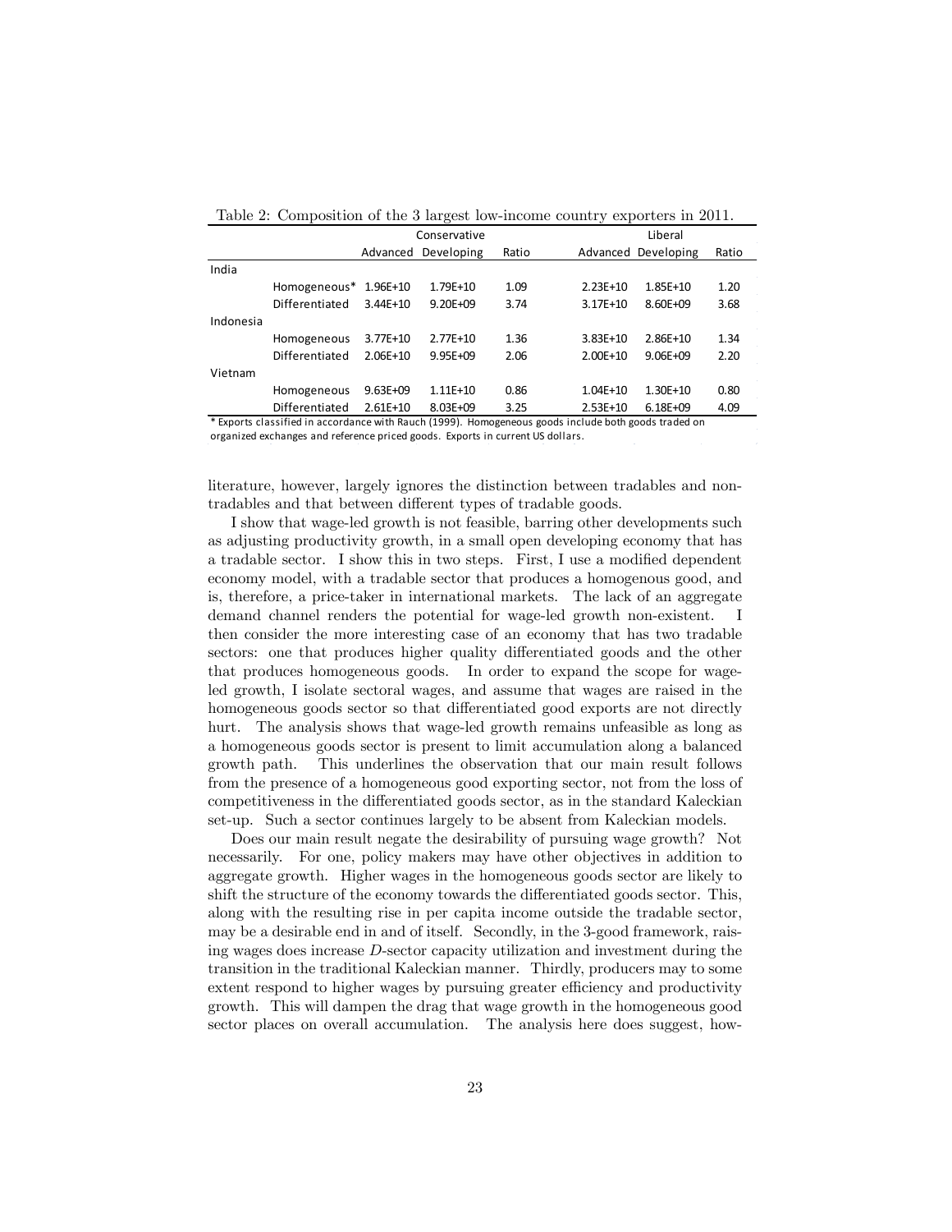Table 2: Composition of the 3 largest low-income country exporters in 2011.

| | | Conservative | | | Liberal | | |
|---|---|---|---|---|---|---|---|
| | | Advanced | Developing | Ratio | Advanced | Developing | Ratio |
| India | | | | | | | |
| | Homogeneous* | 1.96E+10 | 1.79E+10 | 1.09 | 2.23E+10 | 1.85E+10 | 1.20 |
| | Differentiated | 3.44E+10 | 9.20E+09 | 3.74 | 3.17E+10 | 8.60E+09 | 3.68 |
| Indonesia | | | | | | | |
| | Homogeneous | 3.77E+10 | 2.77E+10 | 1.36 | 3.83E+10 | 2.86E+10 | 1.34 |
| | Differentiated | 2.06E+10 | 9.95E+09 | 2.06 | 2.00E+10 | 9.06E+09 | 2.20 |
| Vietnam | | | | | | | |
| | Homogeneous | 9.63E+09 | 1.11E+10 | 0.86 | 1.04E+10 | 1.30E+10 | 0.80 |
| | Differentiated | 2.61E+10 | 8.03E+09 | 3.25 | 2.53E+10 | 6.18E+09 | 4.09 |

* Exports classified in accordance with Rauch (1999). Homogeneous goods include both goods traded on organized exchanges and reference priced goods. Exports in current US dollars.

literature, however, largely ignores the distinction between tradables and non-tradables and that between different types of tradable goods.

I show that wage-led growth is not feasible, barring other developments such as adjusting productivity growth, in a small open developing economy that has a tradable sector. I show this in two steps. First, I use a modified dependent economy model, with a tradable sector that produces a homogenous good, and is, therefore, a price-taker in international markets. The lack of an aggregate demand channel renders the potential for wage-led growth non-existent. I then consider the more interesting case of an economy that has two tradable sectors: one that produces higher quality differentiated goods and the other that produces homogeneous goods. In order to expand the scope for wage-led growth, I isolate sectoral wages, and assume that wages are raised in the homogeneous goods sector so that differentiated good exports are not directly hurt. The analysis shows that wage-led growth remains unfeasible as long as a homogeneous goods sector is present to limit accumulation along a balanced growth path. This underlines the observation that our main result follows from the presence of a homogeneous good exporting sector, not from the loss of competitiveness in the differentiated goods sector, as in the standard Kaleckian set-up. Such a sector continues largely to be absent from Kaleckian models.

Does our main result negate the desirability of pursuing wage growth? Not necessarily. For one, policy makers may have other objectives in addition to aggregate growth. Higher wages in the homogeneous goods sector are likely to shift the structure of the economy towards the differentiated goods sector. This, along with the resulting rise in per capita income outside the tradable sector, may be a desirable end in and of itself. Secondly, in the 3-good framework, raising wages does increase $D$-sector capacity utilization and investment during the transition in the traditional Kaleckian manner. Thirdly, producers may to some extent respond to higher wages by pursuing greater efficiency and productivity growth. This will dampen the drag that wage growth in the homogeneous good sector places on overall accumulation. The analysis here does suggest, how-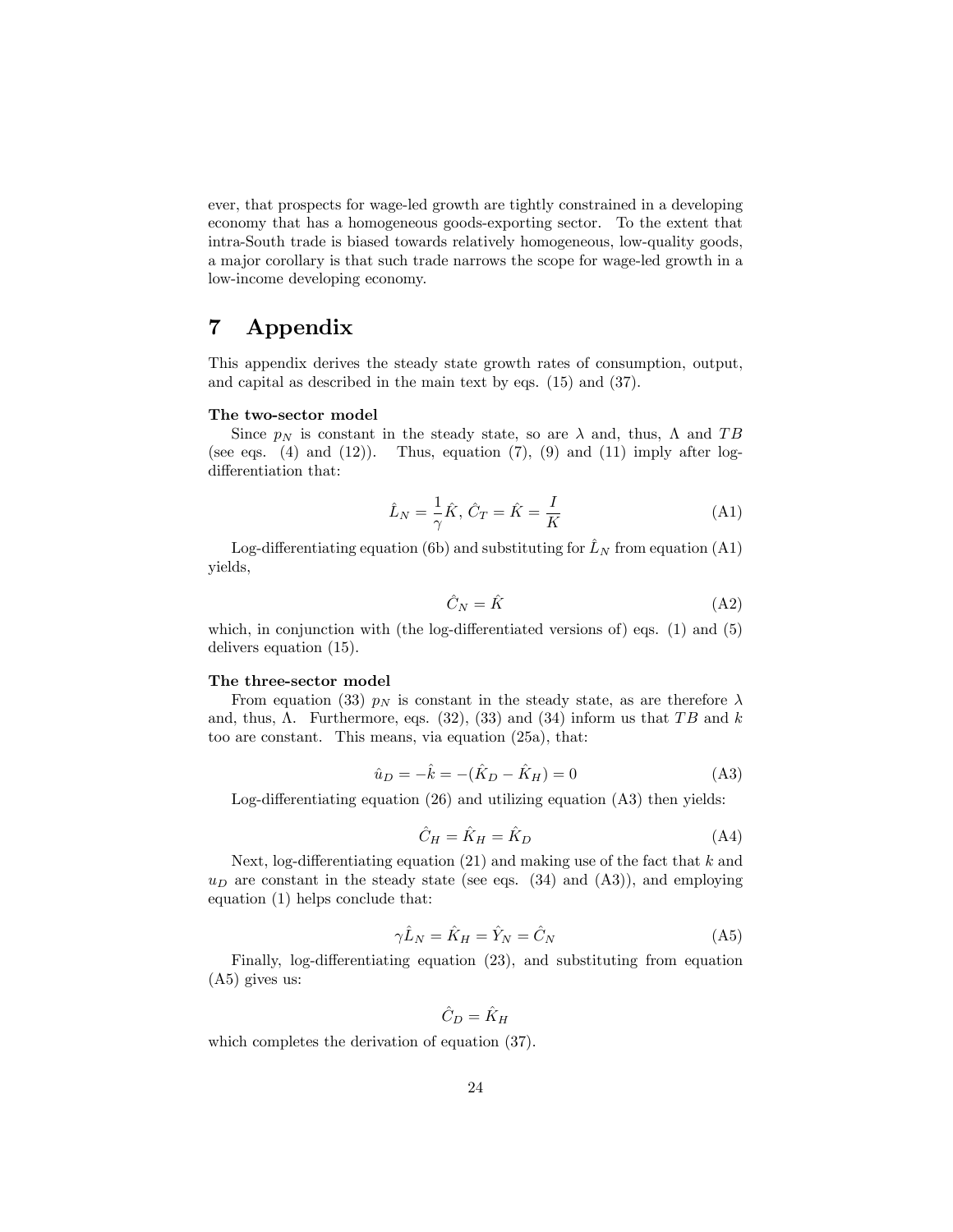ever, that prospects for wage-led growth are tightly constrained in a developing economy that has a homogeneous goods-exporting sector. To the extent that intra-South trade is biased towards relatively homogeneous, low-quality goods, a major corollary is that such trade narrows the scope for wage-led growth in a low-income developing economy.

# 7 Appendix

This appendix derives the steady state growth rates of consumption, output, and capital as described in the main text by eqs. (15) and (37).

**The two-sector model**

Since $p_N$ is constant in the steady state, so are $\lambda$ and, thus, $\Lambda$ and $TB$ (see eqs. (4) and (12)). Thus, equation (7), (9) and (11) imply after log-differentiation that:

$$\hat{L}_N = \frac{1}{\gamma}\hat{K},\ \hat{C}_T = \hat{K} = \frac{I}{K} \tag{A1}$$

Log-differentiating equation (6b) and substituting for $\hat{L}_N$ from equation (A1) yields,

$$\hat{C}_N = \hat{K} \tag{A2}$$

which, in conjunction with (the log-differentiated versions of) eqs. (1) and (5) delivers equation (15).

**The three-sector model**

From equation (33) $p_N$ is constant in the steady state, as are therefore $\lambda$ and, thus, $\Lambda$. Furthermore, eqs. (32), (33) and (34) inform us that $TB$ and $k$ too are constant. This means, via equation (25a), that:

$$\hat{u}_D = -\hat{k} = -(\hat{K}_D - \hat{K}_H) = 0 \tag{A3}$$

Log-differentiating equation (26) and utilizing equation (A3) then yields:

$$\hat{C}_H = \hat{K}_H = \hat{K}_D \tag{A4}$$

Next, log-differentiating equation (21) and making use of the fact that $k$ and $u_D$ are constant in the steady state (see eqs. (34) and (A3)), and employing equation (1) helps conclude that:

$$\gamma\hat{L}_N = \hat{K}_H = \hat{Y}_N = \hat{C}_N \tag{A5}$$

Finally, log-differentiating equation (23), and substituting from equation (A5) gives us:

$$\hat{C}_D = \hat{K}_H$$

which completes the derivation of equation (37).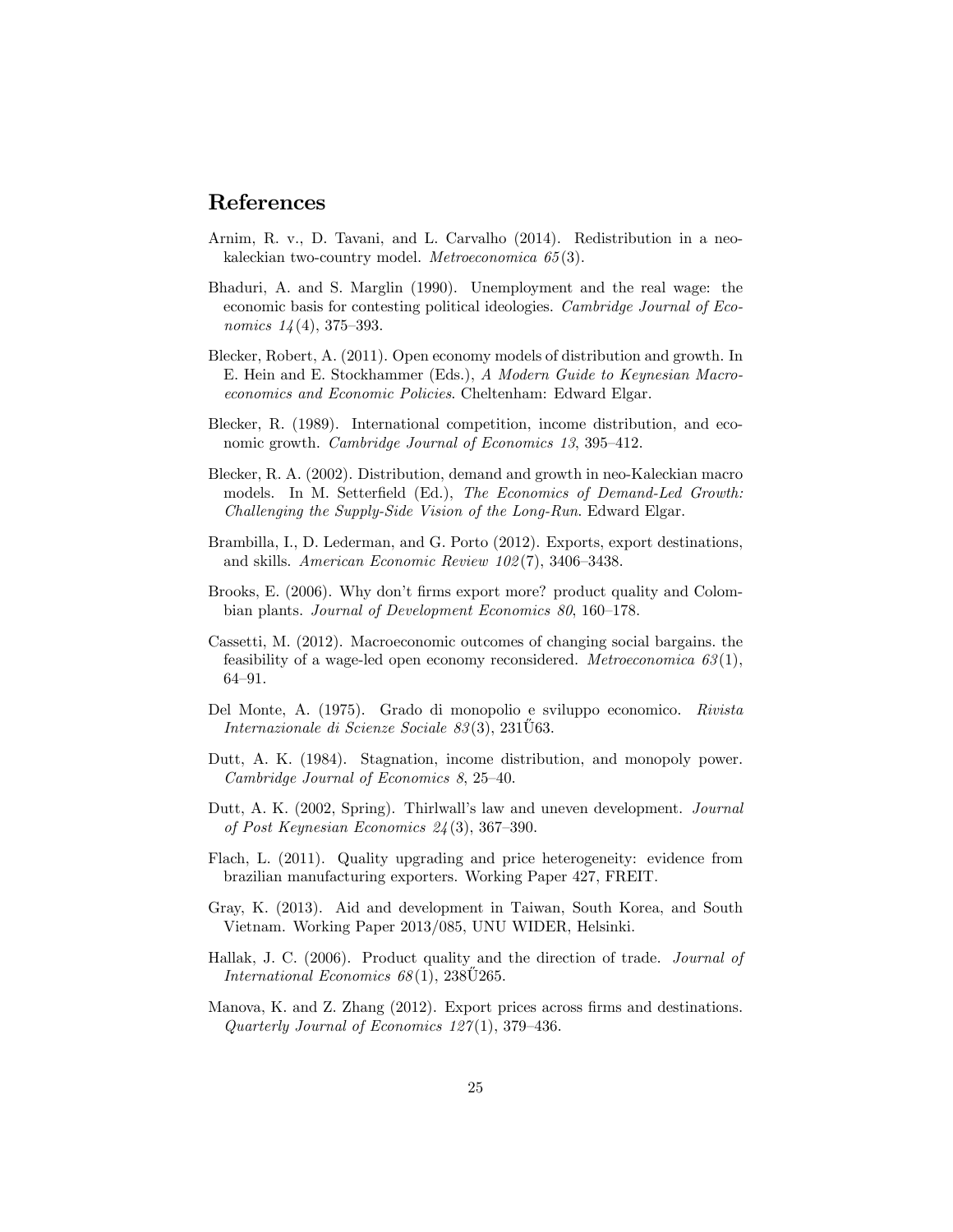## References

Arnim, R. v., D. Tavani, and L. Carvalho (2014). Redistribution in a neo-kaleckian two-country model. *Metroeconomica 65*(3).

Bhaduri, A. and S. Marglin (1990). Unemployment and the real wage: the economic basis for contesting political ideologies. *Cambridge Journal of Economics 14*(4), 375–393.

Blecker, Robert, A. (2011). Open economy models of distribution and growth. In E. Hein and E. Stockhammer (Eds.), *A Modern Guide to Keynesian Macroeconomics and Economic Policies*. Cheltenham: Edward Elgar.

Blecker, R. (1989). International competition, income distribution, and economic growth. *Cambridge Journal of Economics 13*, 395–412.

Blecker, R. A. (2002). Distribution, demand and growth in neo-Kaleckian macro models. In M. Setterfield (Ed.), *The Economics of Demand-Led Growth: Challenging the Supply-Side Vision of the Long-Run*. Edward Elgar.

Brambilla, I., D. Lederman, and G. Porto (2012). Exports, export destinations, and skills. *American Economic Review 102*(7), 3406–3438.

Brooks, E. (2006). Why don't firms export more? product quality and Colombian plants. *Journal of Development Economics 80*, 160–178.

Cassetti, M. (2012). Macroeconomic outcomes of changing social bargains. the feasibility of a wage-led open economy reconsidered. *Metroeconomica 63*(1), 64–91.

Del Monte, A. (1975). Grado di monopolio e sviluppo economico. *Rivista Internazionale di Scienze Sociale 83*(3), 231Ű63.

Dutt, A. K. (1984). Stagnation, income distribution, and monopoly power. *Cambridge Journal of Economics 8*, 25–40.

Dutt, A. K. (2002, Spring). Thirlwall's law and uneven development. *Journal of Post Keynesian Economics 24*(3), 367–390.

Flach, L. (2011). Quality upgrading and price heterogeneity: evidence from brazilian manufacturing exporters. Working Paper 427, FREIT.

Gray, K. (2013). Aid and development in Taiwan, South Korea, and South Vietnam. Working Paper 2013/085, UNU WIDER, Helsinki.

Hallak, J. C. (2006). Product quality and the direction of trade. *Journal of International Economics 68*(1), 238Ű265.

Manova, K. and Z. Zhang (2012). Export prices across firms and destinations. *Quarterly Journal of Economics 127*(1), 379–436.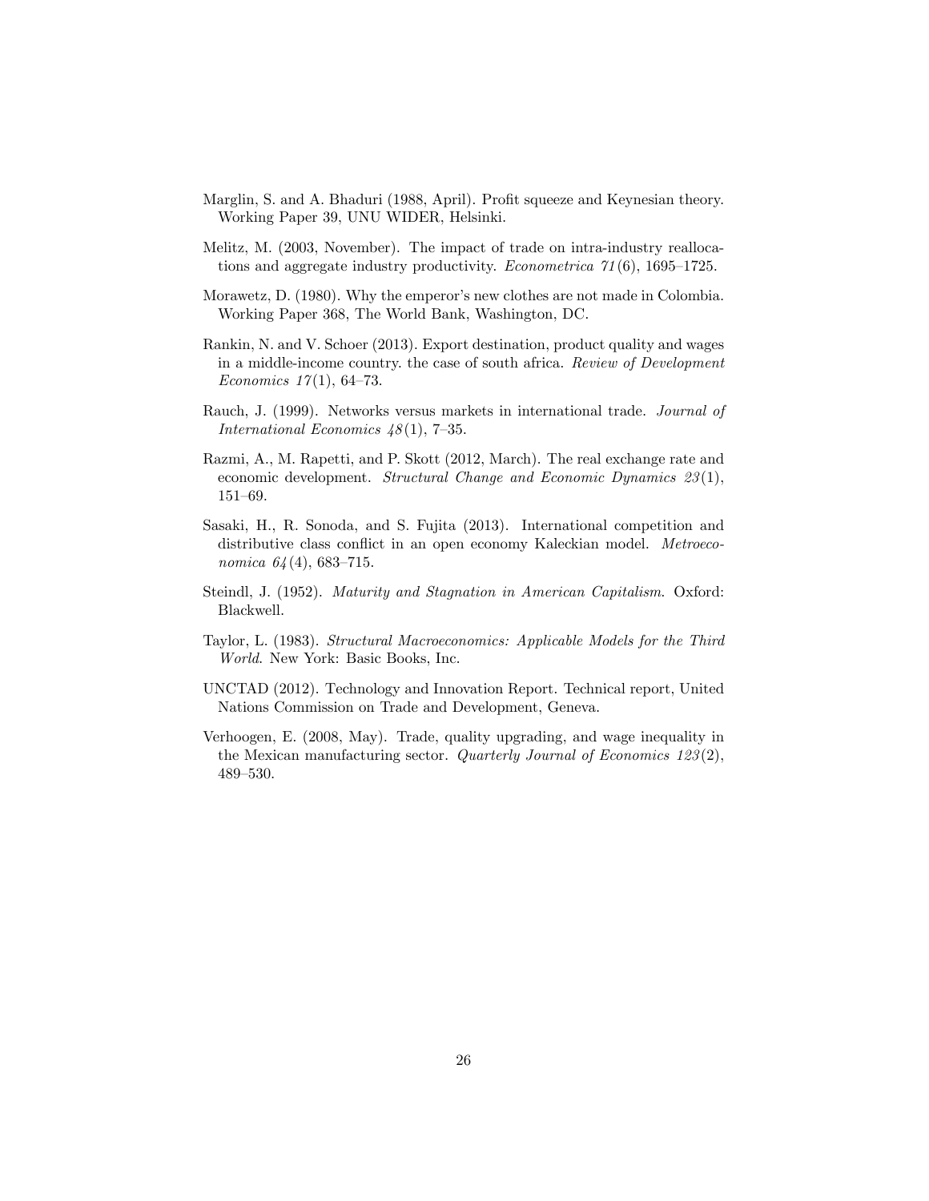Marglin, S. and A. Bhaduri (1988, April). Profit squeeze and Keynesian theory. Working Paper 39, UNU WIDER, Helsinki.

Melitz, M. (2003, November). The impact of trade on intra-industry reallocations and aggregate industry productivity. *Econometrica 71*(6), 1695–1725.

Morawetz, D. (1980). Why the emperor's new clothes are not made in Colombia. Working Paper 368, The World Bank, Washington, DC.

Rankin, N. and V. Schoer (2013). Export destination, product quality and wages in a middle-income country. the case of south africa. *Review of Development Economics 17*(1), 64–73.

Rauch, J. (1999). Networks versus markets in international trade. *Journal of International Economics 48*(1), 7–35.

Razmi, A., M. Rapetti, and P. Skott (2012, March). The real exchange rate and economic development. *Structural Change and Economic Dynamics 23*(1), 151–69.

Sasaki, H., R. Sonoda, and S. Fujita (2013). International competition and distributive class conflict in an open economy Kaleckian model. *Metroeconomica 64*(4), 683–715.

Steindl, J. (1952). *Maturity and Stagnation in American Capitalism*. Oxford: Blackwell.

Taylor, L. (1983). *Structural Macroeconomics: Applicable Models for the Third World*. New York: Basic Books, Inc.

UNCTAD (2012). Technology and Innovation Report. Technical report, United Nations Commission on Trade and Development, Geneva.

Verhoogen, E. (2008, May). Trade, quality upgrading, and wage inequality in the Mexican manufacturing sector. *Quarterly Journal of Economics 123*(2), 489–530.